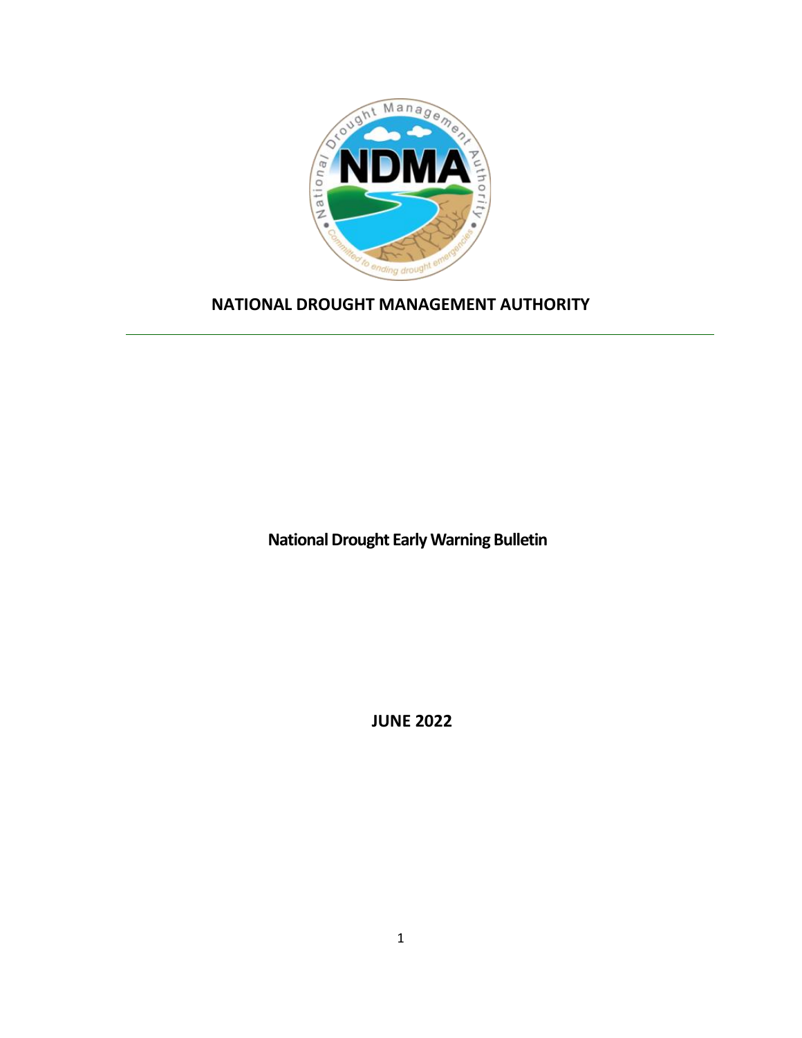# NATIONAL DROUGHT MANAGEMENT AUTHORITY

---

## National Drought Early Warning Bulletin

**JUNE 2022**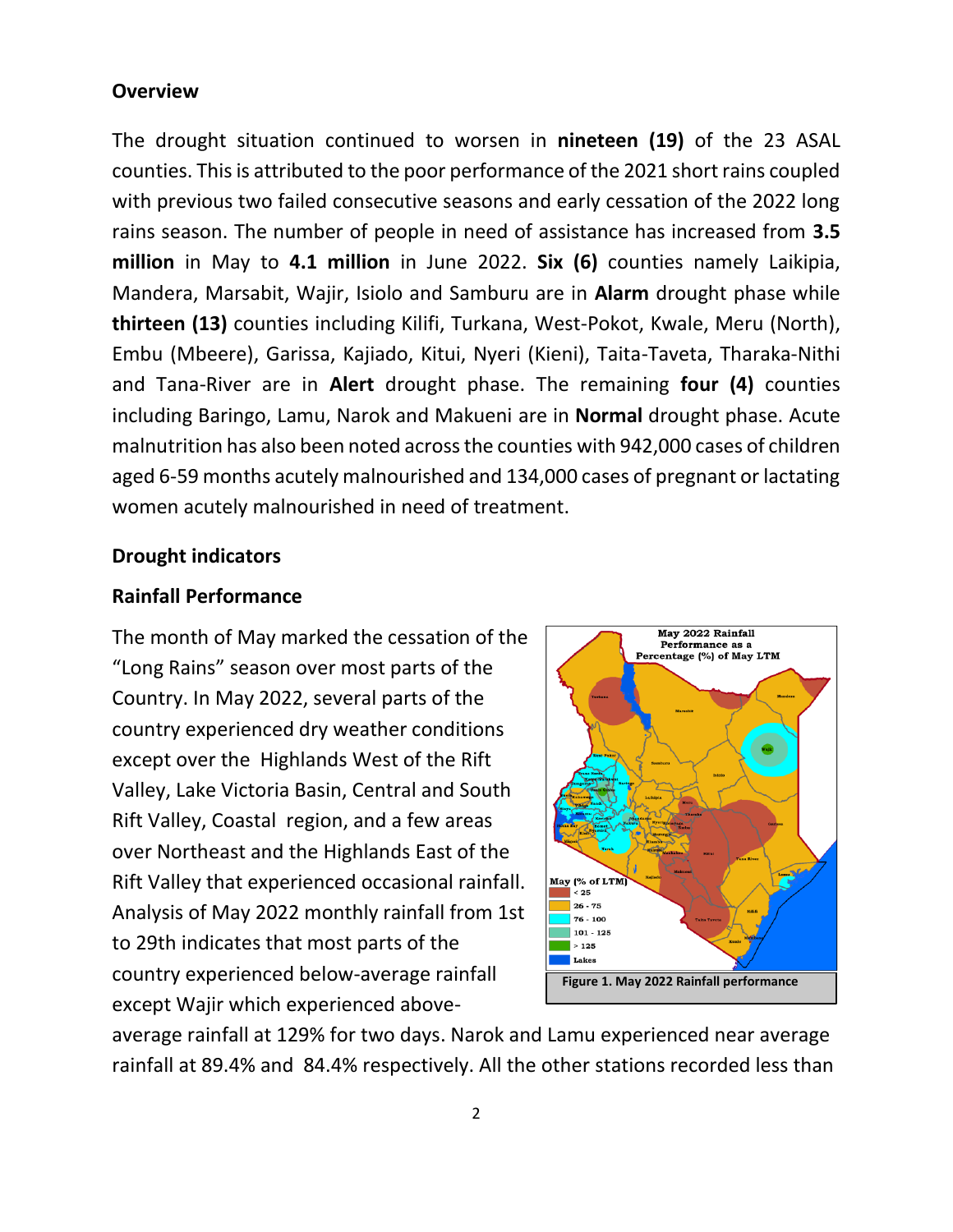## Overview

The drought situation continued to worsen in **nineteen (19)** of the 23 ASAL counties. This is attributed to the poor performance of the 2021 short rains coupled with previous two failed consecutive seasons and early cessation of the 2022 long rains season. The number of people in need of assistance has increased from **3.5 million** in May to **4.1 million** in June 2022. **Six (6)** counties namely Laikipia, Mandera, Marsabit, Wajir, Isiolo and Samburu are in **Alarm** drought phase while **thirteen (13)** counties including Kilifi, Turkana, West-Pokot, Kwale, Meru (North), Embu (Mbeere), Garissa, Kajiado, Kitui, Nyeri (Kieni), Taita-Taveta, Tharaka-Nithi and Tana-River are in **Alert** drought phase. The remaining **four (4)** counties including Baringo, Lamu, Narok and Makueni are in **Normal** drought phase. Acute malnutrition has also been noted across the counties with 942,000 cases of children aged 6-59 months acutely malnourished and 134,000 cases of pregnant or lactating women acutely malnourished in need of treatment.

## Drought indicators

### Rainfall Performance

The month of May marked the cessation of the "Long Rains" season over most parts of the Country. In May 2022, several parts of the country experienced dry weather conditions except over the Highlands West of the Rift Valley, Lake Victoria Basin, Central and South Rift Valley, Coastal region, and a few areas over Northeast and the Highlands East of the Rift Valley that experienced occasional rainfall. Analysis of May 2022 monthly rainfall from 1st to 29th indicates that most parts of the country experienced below-average rainfall except Wajir which experienced above-average rainfall at 129% for two days. Narok and Lamu experienced near average rainfall at 89.4% and 84.4% respectively. All the other stations recorded less than

May 2022 Rainfall Performance as a Percentage (%) of May LTM

May (% of LTM)
< 25
26 - 75
76 - 100
101 - 125
> 125
Lakes

**Figure 1. May 2022 Rainfall performance**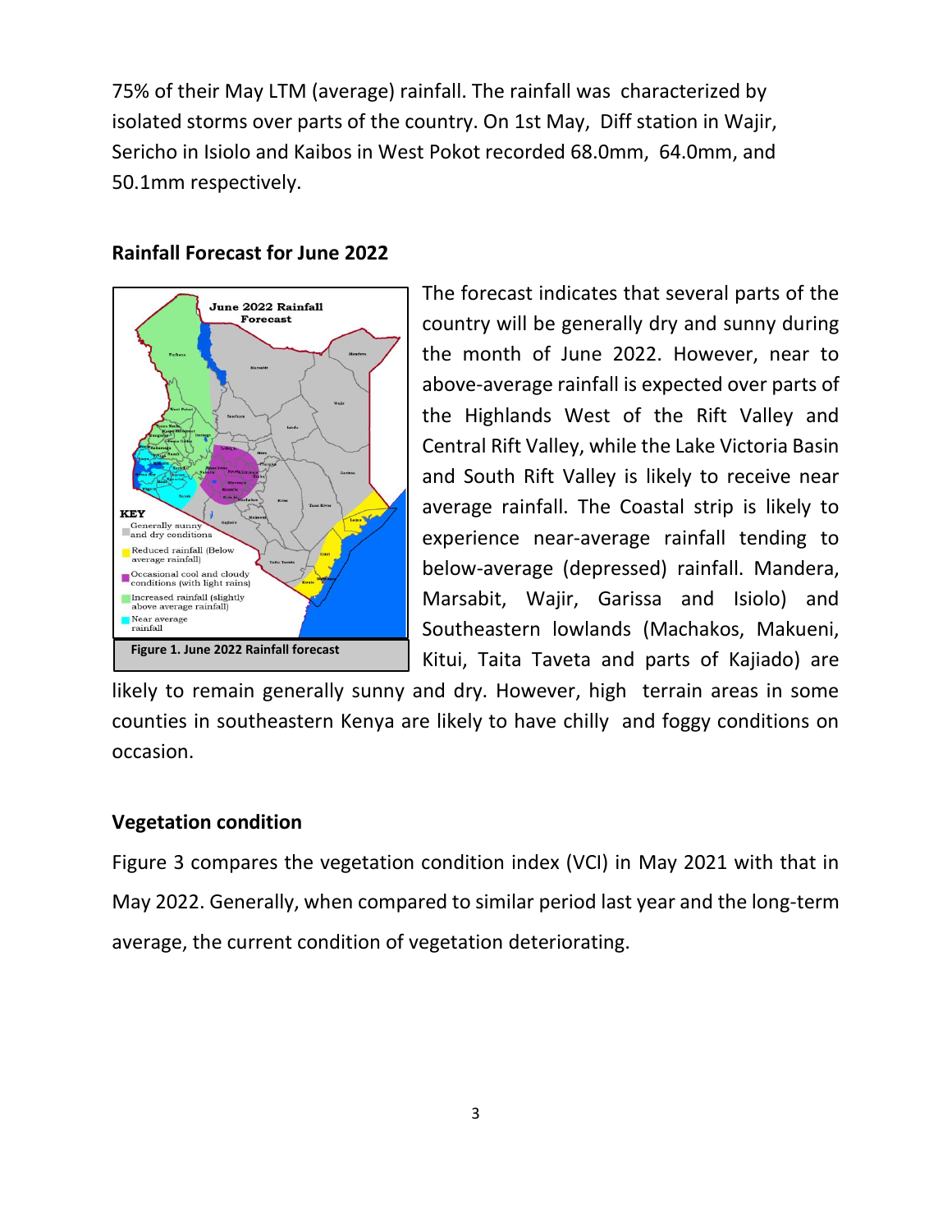75% of their May LTM (average) rainfall. The rainfall was characterized by isolated storms over parts of the country. On 1st May, Diff station in Wajir, Sericho in Isiolo and Kaibos in West Pokot recorded 68.0mm, 64.0mm, and 50.1mm respectively.

## Rainfall Forecast for June 2022

June 2022 Rainfall Forecast

KEY

Generally sunny and dry conditions

Reduced rainfall (Below average rainfall)

Occasional cool and cloudy conditions (with light rains)

Increased rainfall (slightly above average rainfall)

Near average rainfall

**Figure 1. June 2022 Rainfall forecast**

The forecast indicates that several parts of the country will be generally dry and sunny during the month of June 2022. However, near to above-average rainfall is expected over parts of the Highlands West of the Rift Valley and Central Rift Valley, while the Lake Victoria Basin and South Rift Valley is likely to receive near average rainfall. The Coastal strip is likely to experience near-average rainfall tending to below-average (depressed) rainfall. Mandera, Marsabit, Wajir, Garissa and Isiolo) and Southeastern lowlands (Machakos, Makueni, Kitui, Taita Taveta and parts of Kajiado) are likely to remain generally sunny and dry. However, high terrain areas in some counties in southeastern Kenya are likely to have chilly and foggy conditions on occasion.

## Vegetation condition

Figure 3 compares the vegetation condition index (VCI) in May 2021 with that in May 2022. Generally, when compared to similar period last year and the long-term average, the current condition of vegetation deteriorating.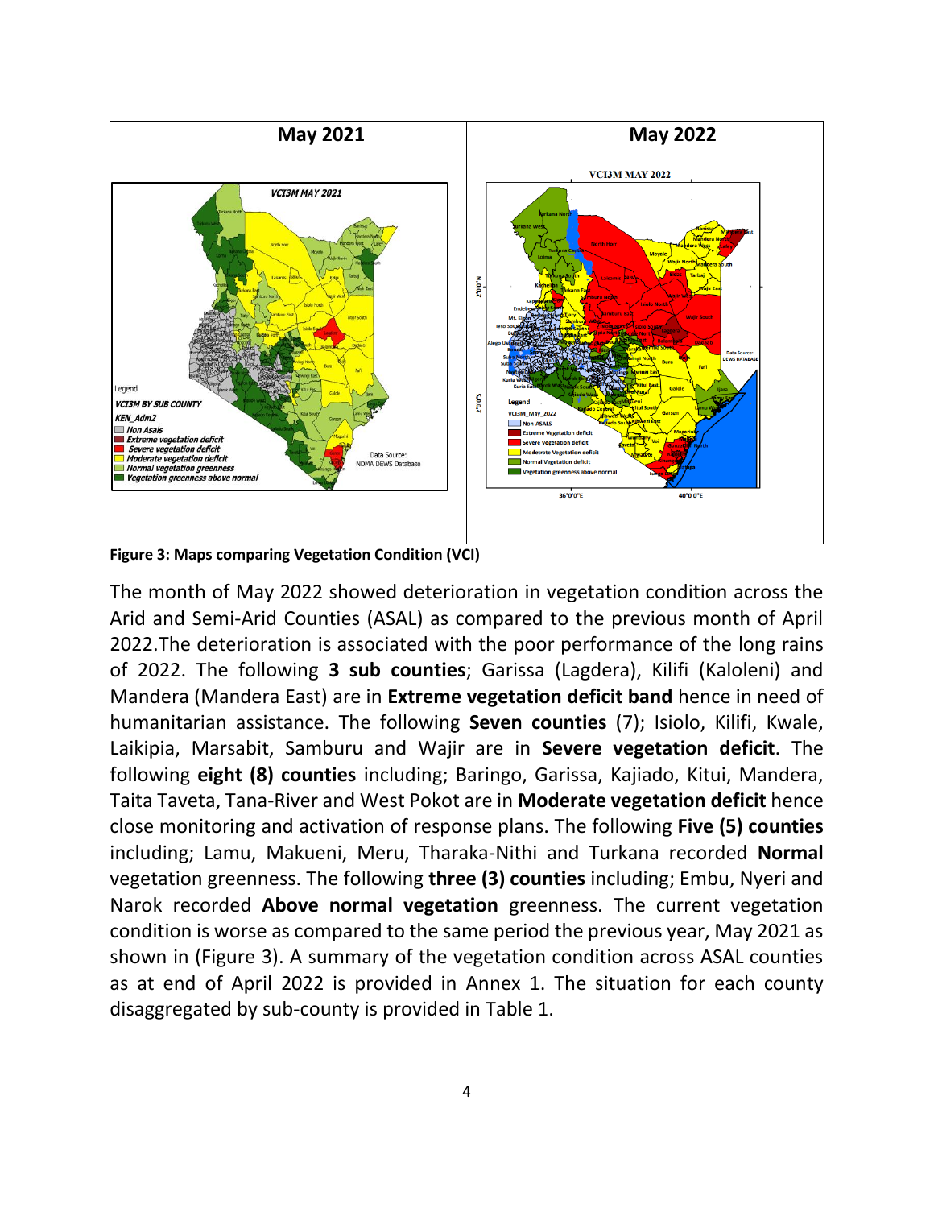| May 2021 | May 2022 |
| --- | --- |
| VCI3M MAY 2021 | VCI3M MAY 2022 |

VCI3M MAY 2021

Legend

VCI3M BY SUB COUNTY

KEN_Adm2

Non Asals

Extreme vegetation deficit

Severe vegetation deficit

Moderate vegetation deficit

Normal vegetation greenness

Vegetation greenness above normal

Data Source: NDMA DEWS Database

VCI3M MAY 2022

Legend

VCI3M_May_2022

Non-ASALS

Extreme Vegetation deficit

Severe Vegetation deficit

Moderate Vegetation deficit

Normal Vegetation deficit

Vegetation greenness above normal

Data Source: DEWS DATABASE

2°0'0"N

2°0'0"S

36°0'0"E

40°0'0"E

**Figure 3: Maps comparing Vegetation Condition (VCI)**

The month of May 2022 showed deterioration in vegetation condition across the Arid and Semi-Arid Counties (ASAL) as compared to the previous month of April 2022.The deterioration is associated with the poor performance of the long rains of 2022. The following **3 sub counties**; Garissa (Lagdera), Kilifi (Kaloleni) and Mandera (Mandera East) are in **Extreme vegetation deficit band** hence in need of humanitarian assistance. The following **Seven counties** (7); Isiolo, Kilifi, Kwale, Laikipia, Marsabit, Samburu and Wajir are in **Severe vegetation deficit**. The following **eight (8) counties** including; Baringo, Garissa, Kajiado, Kitui, Mandera, Taita Taveta, Tana-River and West Pokot are in **Moderate vegetation deficit** hence close monitoring and activation of response plans. The following **Five (5) counties** including; Lamu, Makueni, Meru, Tharaka-Nithi and Turkana recorded **Normal** vegetation greenness. The following **three (3) counties** including; Embu, Nyeri and Narok recorded **Above normal vegetation** greenness. The current vegetation condition is worse as compared to the same period the previous year, May 2021 as shown in (Figure 3). A summary of the vegetation condition across ASAL counties as at end of April 2022 is provided in Annex 1. The situation for each county disaggregated by sub-county is provided in Table 1.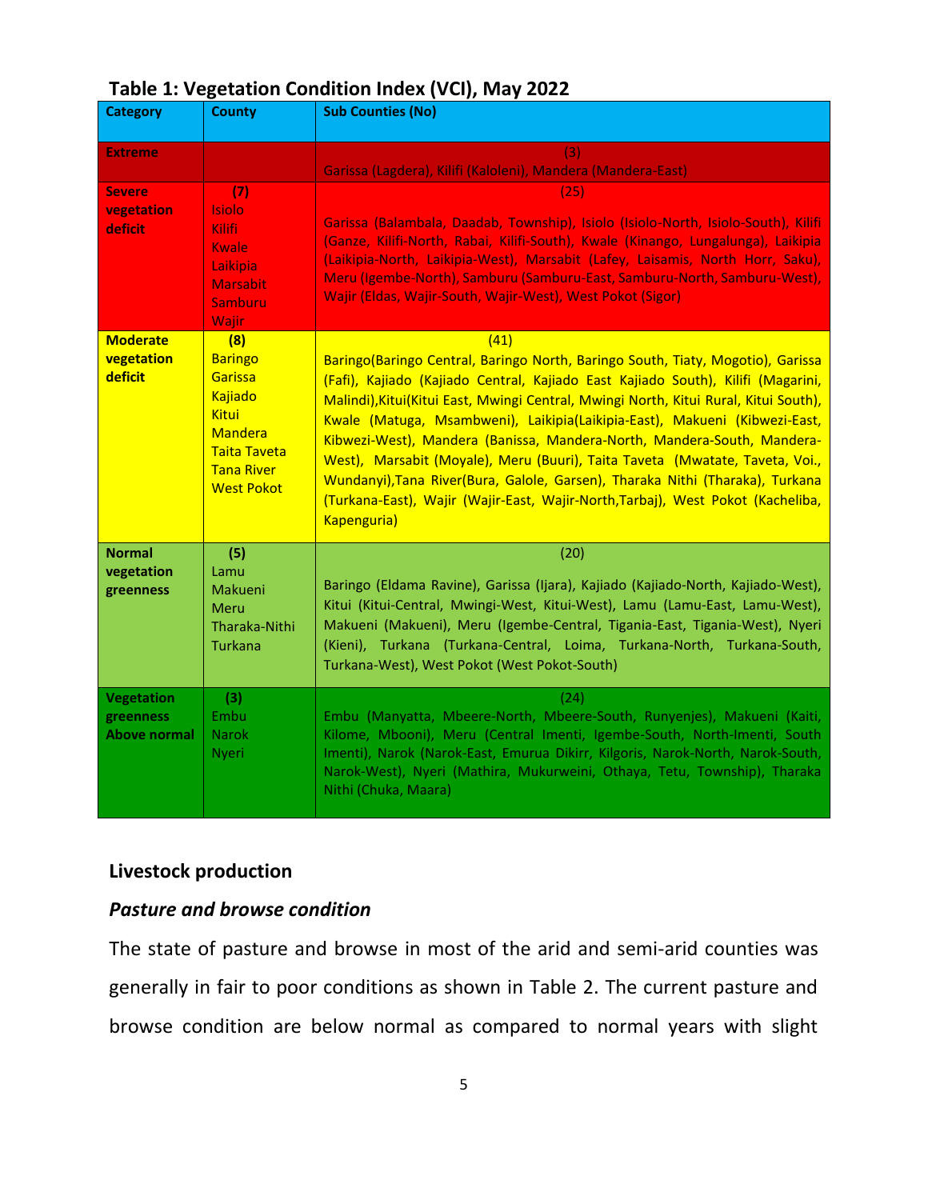**Table 1: Vegetation Condition Index (VCI), May 2022**

| Category | County | Sub Counties (No) |
|---|---|---|
| Extreme | | (3)<br>Garissa (Lagdera), Kilifi (Kaloleni), Mandera (Mandera-East) |
| Severe vegetation deficit | (7)<br>Isiolo<br>Kilifi<br>Kwale<br>Laikipia<br>Marsabit<br>Samburu<br>Wajir | (25)<br>Garissa (Balambala, Daadab, Township), Isiolo (Isiolo-North, Isiolo-South), Kilifi (Ganze, Kilifi-North, Rabai, Kilifi-South), Kwale (Kinango, Lungalunga), Laikipia (Laikipia-North, Laikipia-West), Marsabit (Lafey, Laisamis, North Horr, Saku), Meru (Igembe-North), Samburu (Samburu-East, Samburu-North, Samburu-West), Wajir (Eldas, Wajir-South, Wajir-West), West Pokot (Sigor) |
| Moderate vegetation deficit | (8)<br>Baringo<br>Garissa<br>Kajiado<br>Kitui<br>Mandera<br>Taita Taveta<br>Tana River<br>West Pokot | (41)<br>Baringo(Baringo Central, Baringo North, Baringo South, Tiaty, Mogotio), Garissa (Fafi), Kajiado (Kajiado Central, Kajiado East Kajiado South), Kilifi (Magarini, Malindi),Kitui(Kitui East, Mwingi Central, Mwingi North, Kitui Rural, Kitui South), Kwale (Matuga, Msambweni), Laikipia(Laikipia-East), Makueni (Kibwezi-East, Kibwezi-West), Mandera (Banissa, Mandera-North, Mandera-South, Mandera-West), Marsabit (Moyale), Meru (Buuri), Taita Taveta (Mwatate, Taveta, Voi., Wundanyi),Tana River(Bura, Galole, Garsen), Tharaka Nithi (Tharaka), Turkana (Turkana-East), Wajir (Wajir-East, Wajir-North,Tarbaj), West Pokot (Kacheliba, Kapenguria) |
| Normal vegetation greenness | (5)<br>Lamu<br>Makueni<br>Meru<br>Tharaka-Nithi<br>Turkana | (20)<br>Baringo (Eldama Ravine), Garissa (Ijara), Kajiado (Kajiado-North, Kajiado-West), Kitui (Kitui-Central, Mwingi-West, Kitui-West), Lamu (Lamu-East, Lamu-West), Makueni (Makueni), Meru (Igembe-Central, Tigania-East, Tigania-West), Nyeri (Kieni), Turkana (Turkana-Central, Loima, Turkana-North, Turkana-South, Turkana-West), West Pokot (West Pokot-South) |
| Vegetation greenness Above normal | (3)<br>Embu<br>Narok<br>Nyeri | (24)<br>Embu (Manyatta, Mbeere-North, Mbeere-South, Runyenjes), Makueni (Kaiti, Kilome, Mbooni), Meru (Central Imenti, Igembe-South, North-Imenti, South Imenti), Narok (Narok-East, Emurua Dikirr, Kilgoris, Narok-North, Narok-South, Narok-West), Nyeri (Mathira, Mukurweini, Othaya, Tetu, Township), Tharaka Nithi (Chuka, Maara) |

## Livestock production

### *Pasture and browse condition*

The state of pasture and browse in most of the arid and semi-arid counties was generally in fair to poor conditions as shown in Table 2. The current pasture and browse condition are below normal as compared to normal years with slight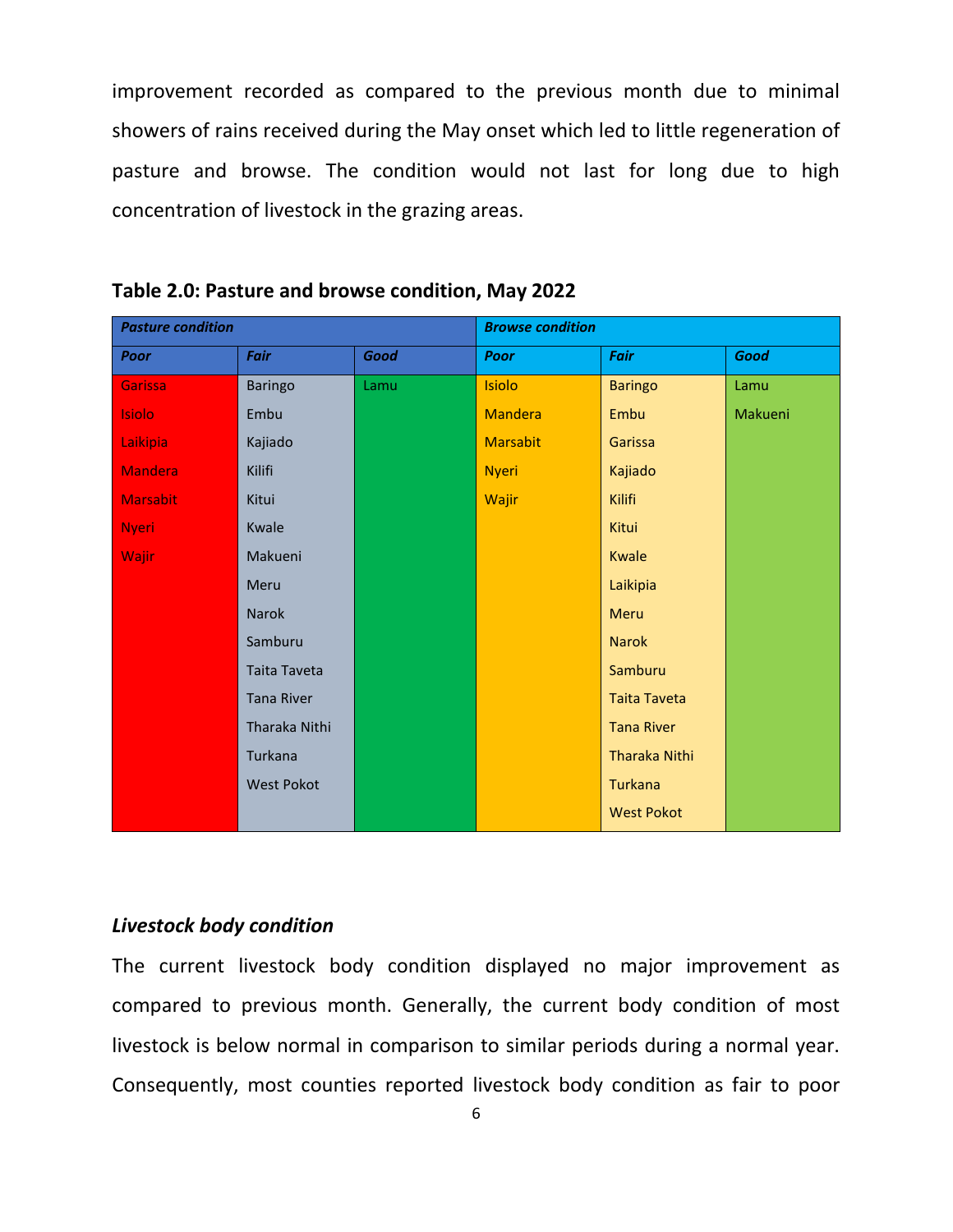improvement recorded as compared to the previous month due to minimal showers of rains received during the May onset which led to little regeneration of pasture and browse. The condition would not last for long due to high concentration of livestock in the grazing areas.

**Table 2.0: Pasture and browse condition, May 2022**

| ***Pasture condition*** | | | ***Browse condition*** | | |
|---|---|---|---|---|---|
| ***Poor*** | ***Fair*** | ***Good*** | ***Poor*** | ***Fair*** | ***Good*** |
| Garissa | Baringo | Lamu | Isiolo | Baringo | Lamu |
| Isiolo | Embu | | Mandera | Embu | Makueni |
| Laikipia | Kajiado | | Marsabit | Garissa | |
| Mandera | Kilifi | | Nyeri | Kajiado | |
| Marsabit | Kitui | | Wajir | Kilifi | |
| Nyeri | Kwale | | | Kitui | |
| Wajir | Makueni | | | Kwale | |
| | Meru | | | Laikipia | |
| | Narok | | | Meru | |
| | Samburu | | | Narok | |
| | Taita Taveta | | | Samburu | |
| | Tana River | | | Taita Taveta | |
| | Tharaka Nithi | | | Tana River | |
| | Turkana | | | Tharaka Nithi | |
| | West Pokot | | | Turkana | |
| | | | | West Pokot | |

### *Livestock body condition*

The current livestock body condition displayed no major improvement as compared to previous month. Generally, the current body condition of most livestock is below normal in comparison to similar periods during a normal year. Consequently, most counties reported livestock body condition as fair to poor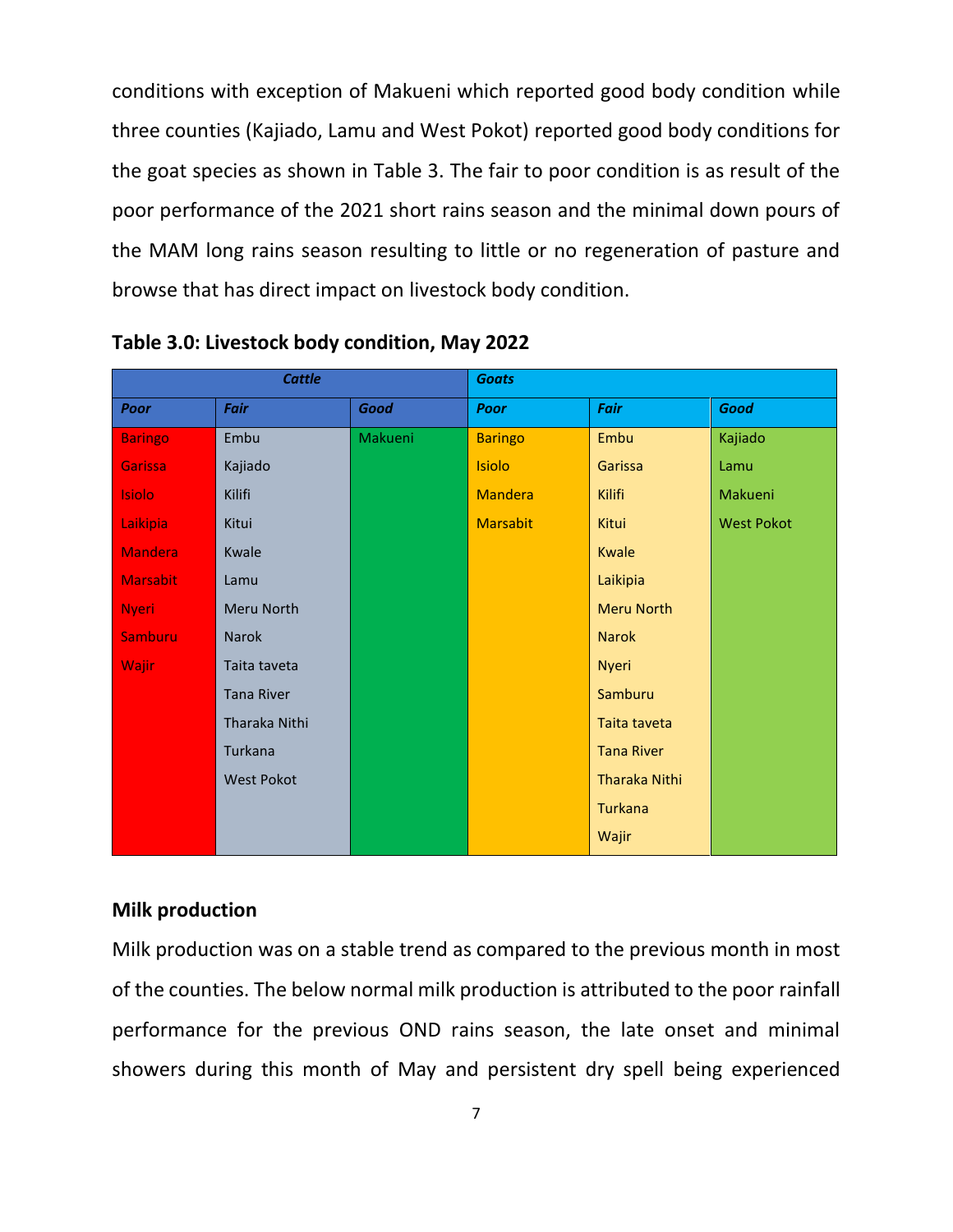conditions with exception of Makueni which reported good body condition while three counties (Kajiado, Lamu and West Pokot) reported good body conditions for the goat species as shown in Table 3. The fair to poor condition is as result of the poor performance of the 2021 short rains season and the minimal down pours of the MAM long rains season resulting to little or no regeneration of pasture and browse that has direct impact on livestock body condition.

**Table 3.0: Livestock body condition, May 2022**

| ***Cattle*** | | | ***Goats*** | | |
|---|---|---|---|---|---|
| ***Poor*** | ***Fair*** | ***Good*** | ***Poor*** | ***Fair*** | ***Good*** |
| Baringo | Embu | Makueni | Baringo | Embu | Kajiado |
| Garissa | Kajiado | | Isiolo | Garissa | Lamu |
| Isiolo | Kilifi | | Mandera | Kilifi | Makueni |
| Laikipia | Kitui | | Marsabit | Kitui | West Pokot |
| Mandera | Kwale | | | Kwale | |
| Marsabit | Lamu | | | Laikipia | |
| Nyeri | Meru North | | | Meru North | |
| Samburu | Narok | | | Narok | |
| Wajir | Taita taveta | | | Nyeri | |
| | Tana River | | | Samburu | |
| | Tharaka Nithi | | | Taita taveta | |
| | Turkana | | | Tana River | |
| | West Pokot | | | Tharaka Nithi | |
| | | | | Turkana | |
| | | | | Wajir | |

### Milk production

Milk production was on a stable trend as compared to the previous month in most of the counties. The below normal milk production is attributed to the poor rainfall performance for the previous OND rains season, the late onset and minimal showers during this month of May and persistent dry spell being experienced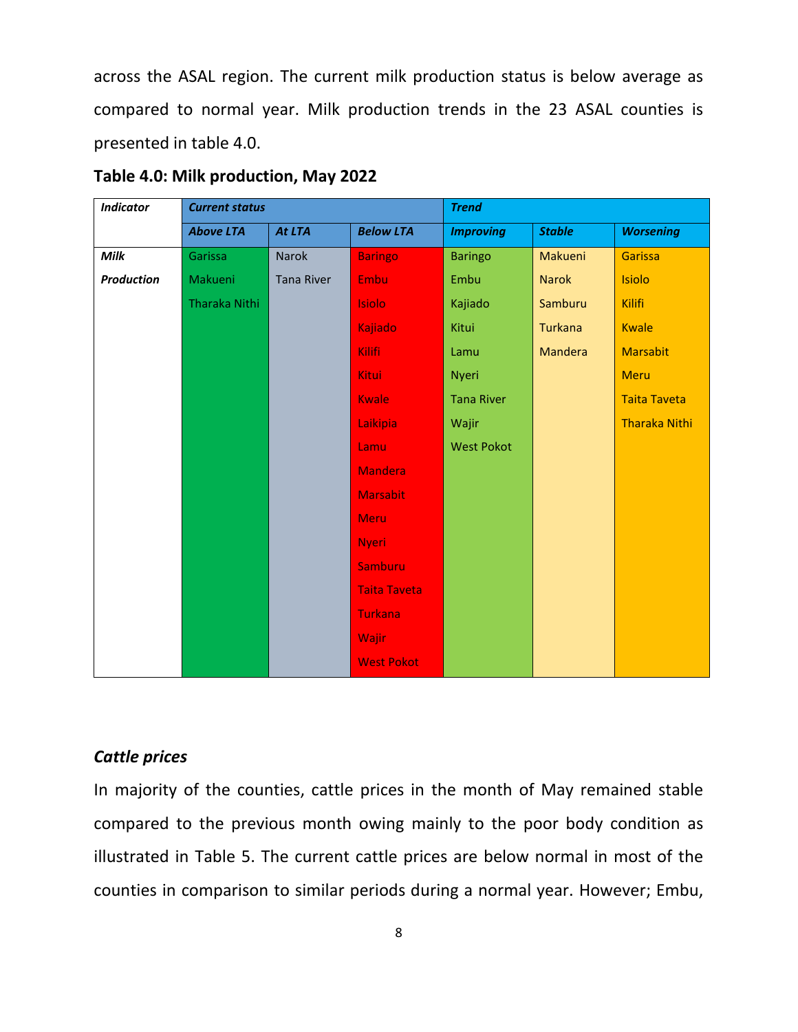across the ASAL region. The current milk production status is below average as compared to normal year. Milk production trends in the 23 ASAL counties is presented in table 4.0.

**Table 4.0: Milk production, May 2022**

| ***Indicator*** | ***Current status*** | | | ***Trend*** | | |
|---|---|---|---|---|---|---|
| | ***Above LTA*** | ***At LTA*** | ***Below LTA*** | ***Improving*** | ***Stable*** | ***Worsening*** |
| ***Milk Production*** | Garissa<br>Makueni<br>Tharaka Nithi | Narok<br>Tana River | Baringo<br>Embu<br>Isiolo<br>Kajiado<br>Kilifi<br>Kitui<br>Kwale<br>Laikipia<br>Lamu<br>Mandera<br>Marsabit<br>Meru<br>Nyeri<br>Samburu<br>Taita Taveta<br>Turkana<br>Wajir<br>West Pokot | Baringo<br>Embu<br>Kajiado<br>Kitui<br>Lamu<br>Nyeri<br>Tana River<br>Wajir<br>West Pokot | Makueni<br>Narok<br>Samburu<br>Turkana<br>Mandera | Garissa<br>Isiolo<br>Kilifi<br>Kwale<br>Marsabit<br>Meru<br>Taita Taveta<br>Tharaka Nithi |

### *Cattle prices*

In majority of the counties, cattle prices in the month of May remained stable compared to the previous month owing mainly to the poor body condition as illustrated in Table 5. The current cattle prices are below normal in most of the counties in comparison to similar periods during a normal year. However; Embu,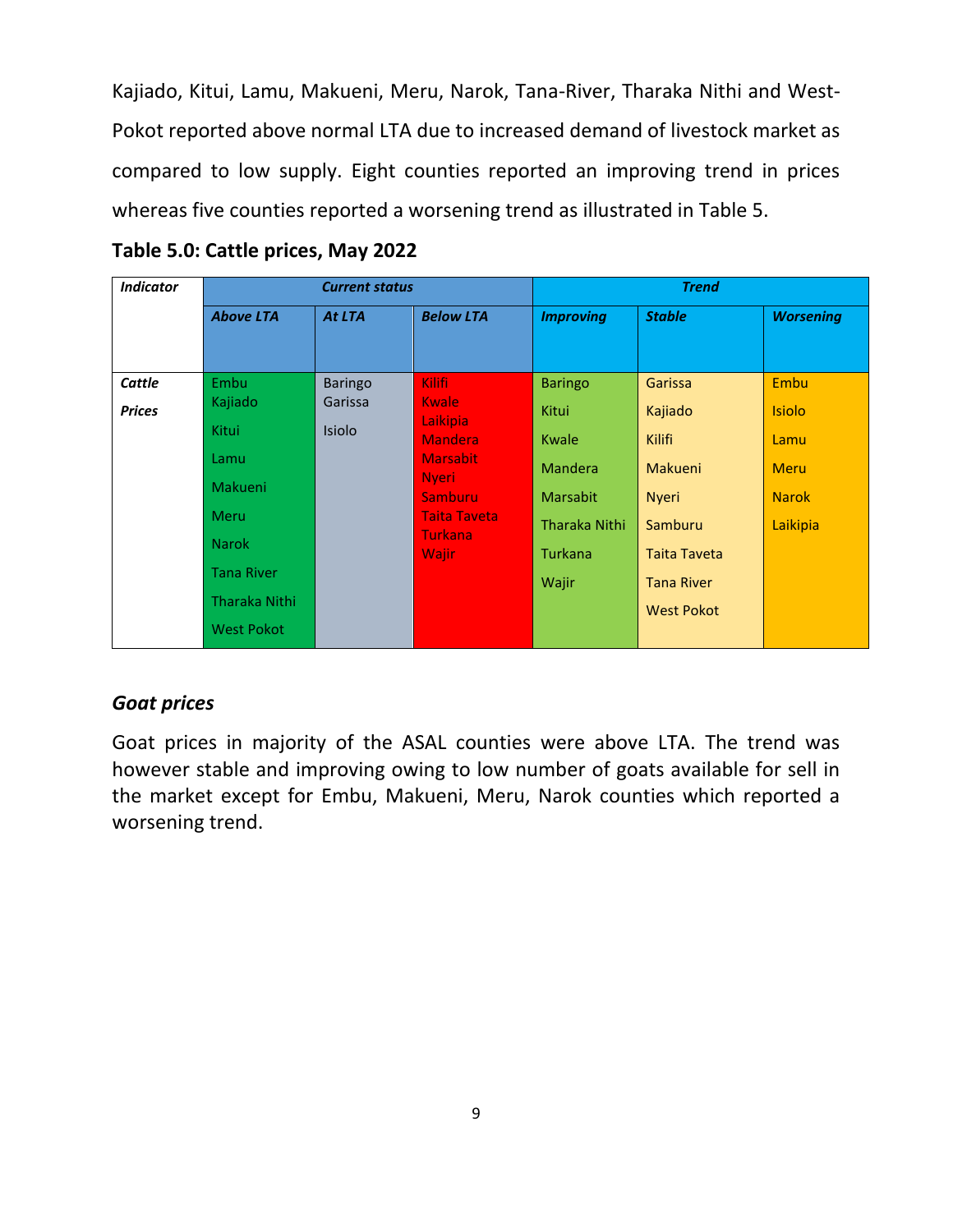Kajiado, Kitui, Lamu, Makueni, Meru, Narok, Tana-River, Tharaka Nithi and West-Pokot reported above normal LTA due to increased demand of livestock market as compared to low supply. Eight counties reported an improving trend in prices whereas five counties reported a worsening trend as illustrated in Table 5.

**Table 5.0: Cattle prices, May 2022**

| ***Indicator*** | ***Current status*** | | | ***Trend*** | | |
|---|---|---|---|---|---|---|
| | ***Above LTA*** | ***At LTA*** | ***Below LTA*** | ***Improving*** | ***Stable*** | ***Worsening*** |
| ***Cattle Prices*** | Embu<br>Kajiado<br>Kitui<br>Lamu<br>Makueni<br>Meru<br>Narok<br>Tana River<br>Tharaka Nithi<br>West Pokot | Baringo<br>Garissa<br>Isiolo | Kilifi<br>Kwale<br>Laikipia<br>Mandera<br>Marsabit<br>Nyeri<br>Samburu<br>Taita Taveta<br>Turkana<br>Wajir | Baringo<br>Kitui<br>Kwale<br>Mandera<br>Marsabit<br>Tharaka Nithi<br>Turkana<br>Wajir | Garissa<br>Kajiado<br>Kilifi<br>Makueni<br>Nyeri<br>Samburu<br>Taita Taveta<br>Tana River<br>West Pokot | Embu<br>Isiolo<br>Lamu<br>Meru<br>Narok<br>Laikipia |

### *Goat prices*

Goat prices in majority of the ASAL counties were above LTA. The trend was however stable and improving owing to low number of goats available for sell in the market except for Embu, Makueni, Meru, Narok counties which reported a worsening trend.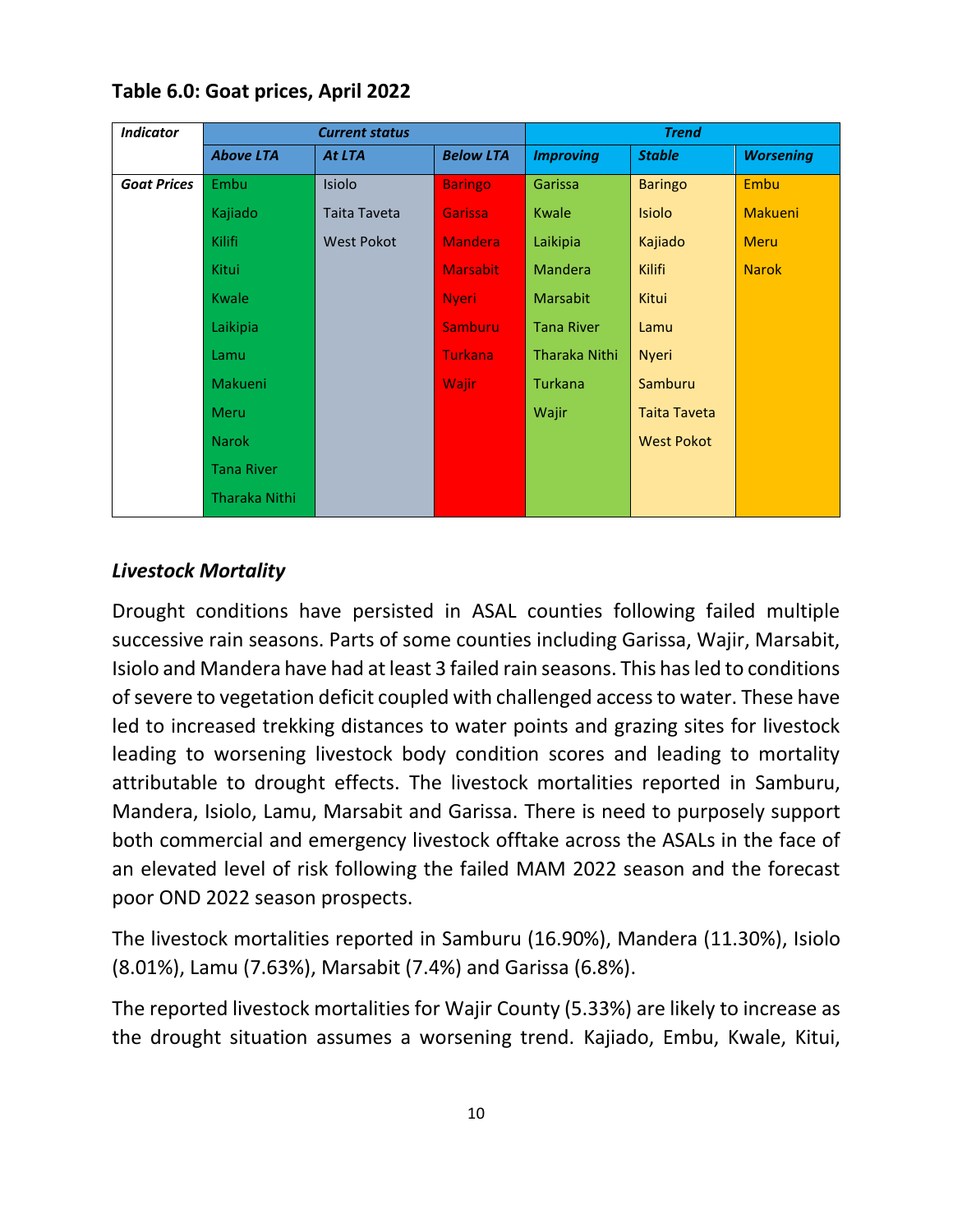**Table 6.0: Goat prices, April 2022**

| *Indicator* | *Current status* | | | *Trend* | | |
|---|---|---|---|---|---|---|
| | *Above LTA* | *At LTA* | *Below LTA* | *Improving* | *Stable* | *Worsening* |
| ***Goat Prices*** | Embu | Isiolo | Baringo | Garissa | Baringo | Embu |
| | Kajiado | Taita Taveta | Garissa | Kwale | Isiolo | Makueni |
| | Kilifi | West Pokot | Mandera | Laikipia | Kajiado | Meru |
| | Kitui | | Marsabit | Mandera | Kilifi | Narok |
| | Kwale | | Nyeri | Marsabit | Kitui | |
| | Laikipia | | Samburu | Tana River | Lamu | |
| | Lamu | | Turkana | Tharaka Nithi | Nyeri | |
| | Makueni | | Wajir | Turkana | Samburu | |
| | Meru | | | Wajir | Taita Taveta | |
| | Narok | | | | West Pokot | |
| | Tana River | | | | | |
| | Tharaka Nithi | | | | | |

### *Livestock Mortality*

Drought conditions have persisted in ASAL counties following failed multiple successive rain seasons. Parts of some counties including Garissa, Wajir, Marsabit, Isiolo and Mandera have had at least 3 failed rain seasons. This has led to conditions of severe to vegetation deficit coupled with challenged access to water. These have led to increased trekking distances to water points and grazing sites for livestock leading to worsening livestock body condition scores and leading to mortality attributable to drought effects. The livestock mortalities reported in Samburu, Mandera, Isiolo, Lamu, Marsabit and Garissa. There is need to purposely support both commercial and emergency livestock offtake across the ASALs in the face of an elevated level of risk following the failed MAM 2022 season and the forecast poor OND 2022 season prospects.

The livestock mortalities reported in Samburu (16.90%), Mandera (11.30%), Isiolo (8.01%), Lamu (7.63%), Marsabit (7.4%) and Garissa (6.8%).

The reported livestock mortalities for Wajir County (5.33%) are likely to increase as the drought situation assumes a worsening trend. Kajiado, Embu, Kwale, Kitui,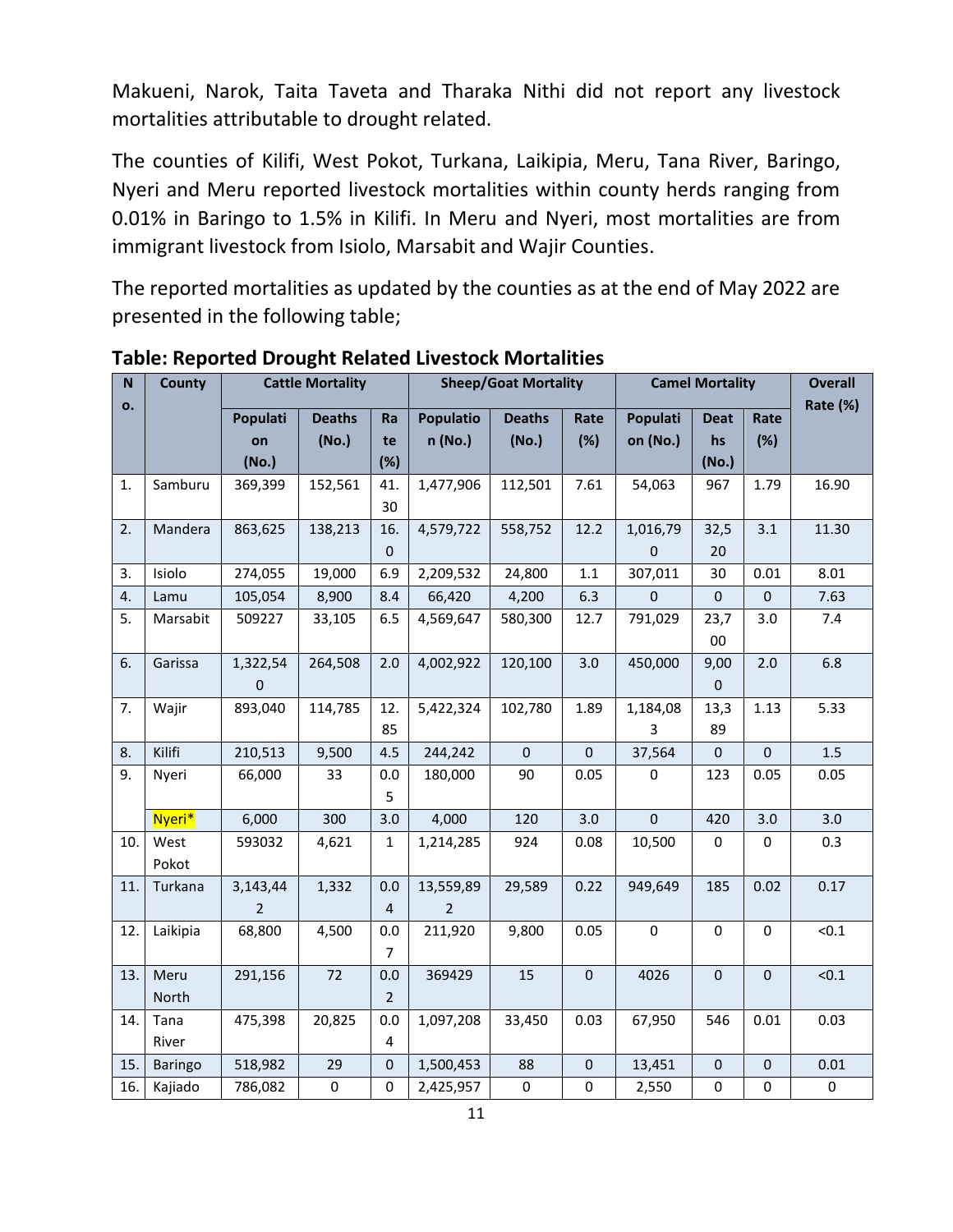Makueni, Narok, Taita Taveta and Tharaka Nithi did not report any livestock mortalities attributable to drought related.

The counties of Kilifi, West Pokot, Turkana, Laikipia, Meru, Tana River, Baringo, Nyeri and Meru reported livestock mortalities within county herds ranging from 0.01% in Baringo to 1.5% in Kilifi. In Meru and Nyeri, most mortalities are from immigrant livestock from Isiolo, Marsabit and Wajir Counties.

The reported mortalities as updated by the counties as at the end of May 2022 are presented in the following table;

**Table: Reported Drought Related Livestock Mortalities**

| No. | County | Cattle Mortality | | | Sheep/Goat Mortality | | | Camel Mortality | | | Overall Rate (%) |
|---|---|---|---|---|---|---|---|---|---|---|---|
| | | Population (No.) | Deaths (No.) | Rate (%) | Population (No.) | Deaths (No.) | Rate (%) | Population (No.) | Deaths (No.) | Rate (%) | |
| 1. | Samburu | 369,399 | 152,561 | 41.30 | 1,477,906 | 112,501 | 7.61 | 54,063 | 967 | 1.79 | 16.90 |
| 2. | Mandera | 863,625 | 138,213 | 16.0 | 4,579,722 | 558,752 | 12.2 | 1,016,790 | 32,520 | 3.1 | 11.30 |
| 3. | Isiolo | 274,055 | 19,000 | 6.9 | 2,209,532 | 24,800 | 1.1 | 307,011 | 30 | 0.01 | 8.01 |
| 4. | Lamu | 105,054 | 8,900 | 8.4 | 66,420 | 4,200 | 6.3 | 0 | 0 | 0 | 7.63 |
| 5. | Marsabit | 509227 | 33,105 | 6.5 | 4,569,647 | 580,300 | 12.7 | 791,029 | 23,700 | 3.0 | 7.4 |
| 6. | Garissa | 1,322,540 | 264,508 | 2.0 | 4,002,922 | 120,100 | 3.0 | 450,000 | 9,000 | 2.0 | 6.8 |
| 7. | Wajir | 893,040 | 114,785 | 12.85 | 5,422,324 | 102,780 | 1.89 | 1,184,083 | 13,389 | 1.13 | 5.33 |
| 8. | Kilifi | 210,513 | 9,500 | 4.5 | 244,242 | 0 | 0 | 37,564 | 0 | 0 | 1.5 |
| 9. | Nyeri | 66,000 | 33 | 0.05 | 180,000 | 90 | 0.05 | 0 | 123 | 0.05 | 0.05 |
| | Nyeri* | 6,000 | 300 | 3.0 | 4,000 | 120 | 3.0 | 0 | 420 | 3.0 | 3.0 |
| 10. | West Pokot | 593032 | 4,621 | 1 | 1,214,285 | 924 | 0.08 | 10,500 | 0 | 0 | 0.3 |
| 11. | Turkana | 3,143,442 | 1,332 | 0.04 | 13,559,892 | 29,589 | 0.22 | 949,649 | 185 | 0.02 | 0.17 |
| 12. | Laikipia | 68,800 | 4,500 | 0.07 | 211,920 | 9,800 | 0.05 | 0 | 0 | 0 | <0.1 |
| 13. | Meru North | 291,156 | 72 | 0.02 | 369429 | 15 | 0 | 4026 | 0 | 0 | <0.1 |
| 14. | Tana River | 475,398 | 20,825 | 0.04 | 1,097,208 | 33,450 | 0.03 | 67,950 | 546 | 0.01 | 0.03 |
| 15. | Baringo | 518,982 | 29 | 0 | 1,500,453 | 88 | 0 | 13,451 | 0 | 0 | 0.01 |
| 16. | Kajiado | 786,082 | 0 | 0 | 2,425,957 | 0 | 0 | 2,550 | 0 | 0 | 0 |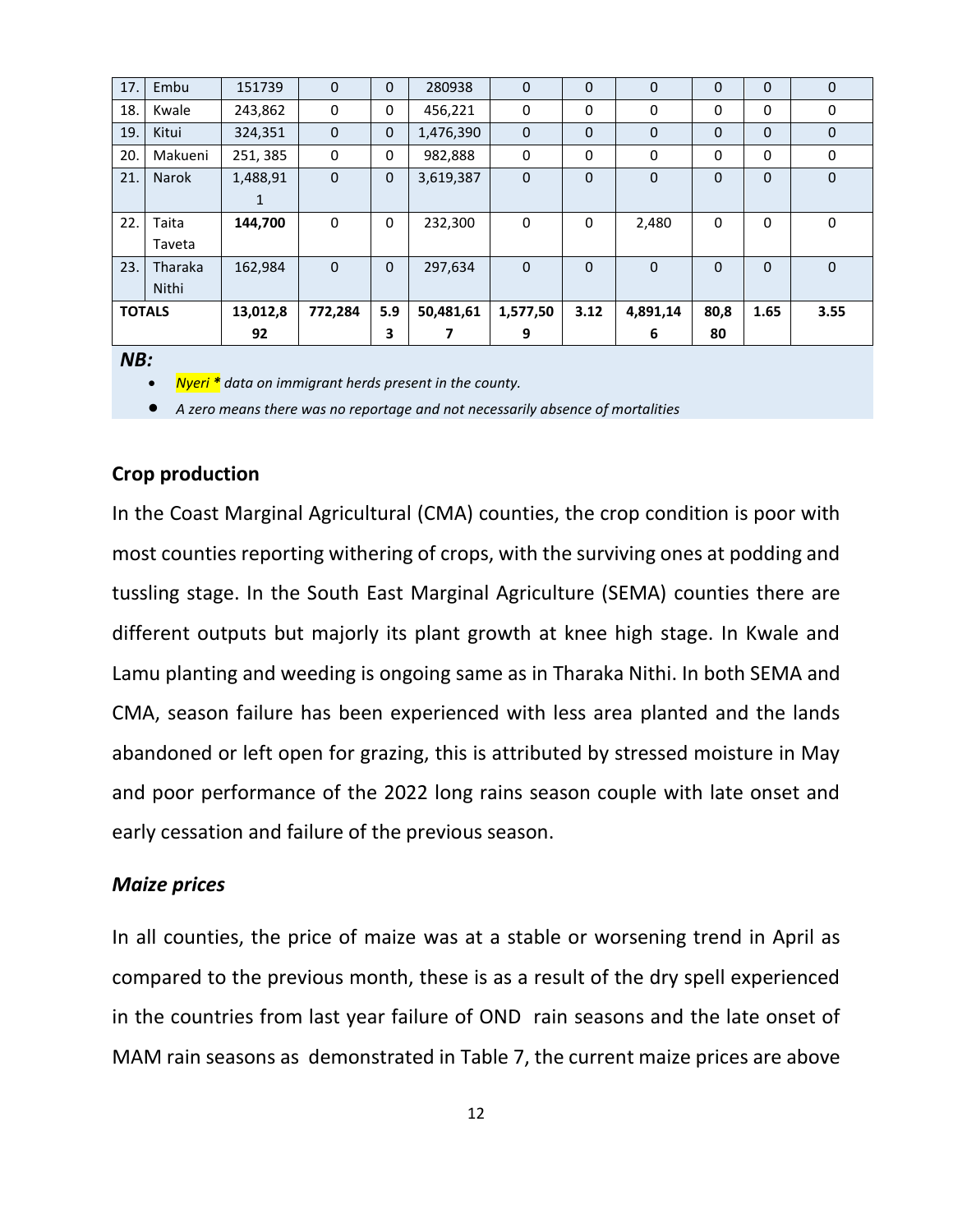| | | | | | | | | | | | |
|---|---|---|---|---|---|---|---|---|---|---|---|
| 17. | Embu | 151739 | 0 | 0 | 280938 | 0 | 0 | 0 | 0 | 0 | 0 |
| 18. | Kwale | 243,862 | 0 | 0 | 456,221 | 0 | 0 | 0 | 0 | 0 | 0 |
| 19. | Kitui | 324,351 | 0 | 0 | 1,476,390 | 0 | 0 | 0 | 0 | 0 | 0 |
| 20. | Makueni | 251, 385 | 0 | 0 | 982,888 | 0 | 0 | 0 | 0 | 0 | 0 |
| 21. | Narok | 1,488,911 | 0 | 0 | 3,619,387 | 0 | 0 | 0 | 0 | 0 | 0 |
| 22. | Taita Taveta | **144,700** | 0 | 0 | 232,300 | 0 | 0 | 2,480 | 0 | 0 | 0 |
| 23. | Tharaka Nithi | 162,984 | 0 | 0 | 297,634 | 0 | 0 | 0 | 0 | 0 | 0 |
| **TOTALS** | | **13,012,892** | **772,284** | **5.93** | **50,481,617** | **1,577,509** | **3.12** | **4,891,146** | **80,880** | **1.65** | **3.55** |

***NB:***

- *Nyeri \* data on immigrant herds present in the county.*
- *A zero means there was no reportage and not necessarily absence of mortalities*

### Crop production

In the Coast Marginal Agricultural (CMA) counties, the crop condition is poor with most counties reporting withering of crops, with the surviving ones at podding and tussling stage. In the South East Marginal Agriculture (SEMA) counties there are different outputs but majorly its plant growth at knee high stage. In Kwale and Lamu planting and weeding is ongoing same as in Tharaka Nithi. In both SEMA and CMA, season failure has been experienced with less area planted and the lands abandoned or left open for grazing, this is attributed by stressed moisture in May and poor performance of the 2022 long rains season couple with late onset and early cessation and failure of the previous season.

### *Maize prices*

In all counties, the price of maize was at a stable or worsening trend in April as compared to the previous month, these is as a result of the dry spell experienced in the countries from last year failure of OND rain seasons and the late onset of MAM rain seasons as demonstrated in Table 7, the current maize prices are above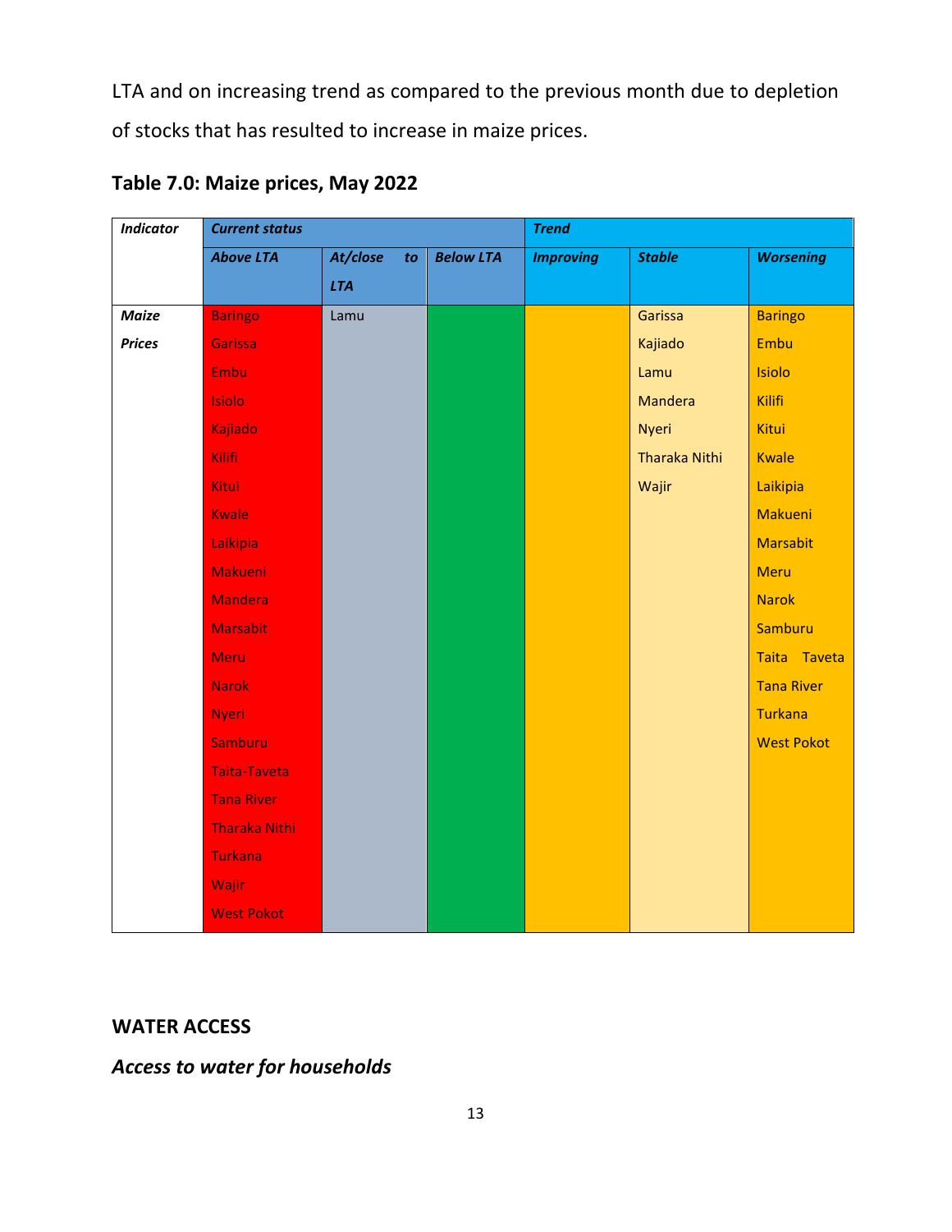LTA and on increasing trend as compared to the previous month due to depletion of stocks that has resulted to increase in maize prices.

**Table 7.0: Maize prices, May 2022**

| ***Indicator*** | ***Current status*** | | | ***Trend*** | | |
|---|---|---|---|---|---|---|
| | ***Above LTA*** | ***At/close to LTA*** | ***Below LTA*** | ***Improving*** | ***Stable*** | ***Worsening*** |
| ***Maize Prices*** | Baringo<br>Garissa<br>Embu<br>Isiolo<br>Kajiado<br>Kilifi<br>Kitui<br>Kwale<br>Laikipia<br>Makueni<br>Mandera<br>Marsabit<br>Meru<br>Narok<br>Nyeri<br>Samburu<br>Taita-Taveta<br>Tana River<br>Tharaka Nithi<br>Turkana<br>Wajir<br>West Pokot | Lamu | | | Garissa<br>Kajiado<br>Lamu<br>Mandera<br>Nyeri<br>Tharaka Nithi<br>Wajir | Baringo<br>Embu<br>Isiolo<br>Kilifi<br>Kitui<br>Kwale<br>Laikipia<br>Makueni<br>Marsabit<br>Meru<br>Narok<br>Samburu<br>Taita Taveta<br>Tana River<br>Turkana<br>West Pokot |

## WATER ACCESS

### *Access to water for households*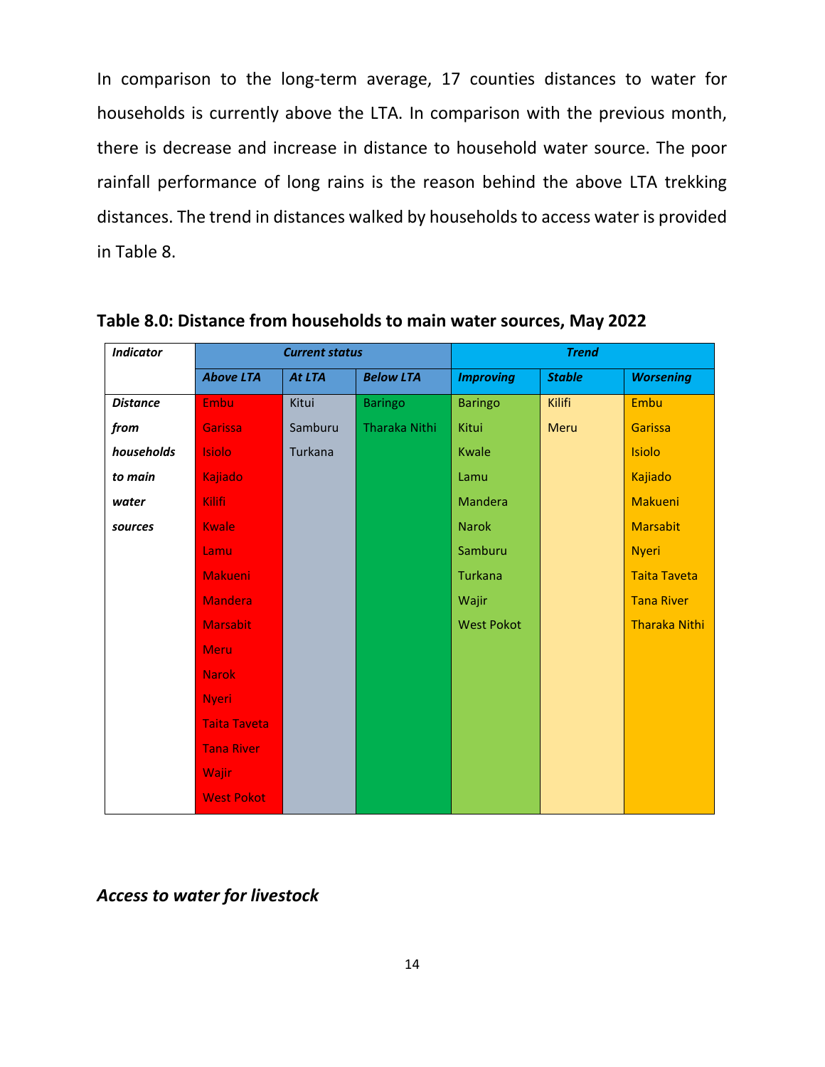In comparison to the long-term average, 17 counties distances to water for households is currently above the LTA. In comparison with the previous month, there is decrease and increase in distance to household water source. The poor rainfall performance of long rains is the reason behind the above LTA trekking distances. The trend in distances walked by households to access water is provided in Table 8.

**Table 8.0: Distance from households to main water sources, May 2022**

| ***Indicator*** | ***Current status*** | | | ***Trend*** | | |
|---|---|---|---|---|---|---|
| | ***Above LTA*** | ***At LTA*** | ***Below LTA*** | ***Improving*** | ***Stable*** | ***Worsening*** |
| ***Distance from households to main water sources*** | Embu<br>Garissa<br>Isiolo<br>Kajiado<br>Kilifi<br>Kwale<br>Lamu<br>Makueni<br>Mandera<br>Marsabit<br>Meru<br>Narok<br>Nyeri<br>Taita Taveta<br>Tana River<br>Wajir<br>West Pokot | Kitui<br>Samburu<br>Turkana | Baringo<br>Tharaka Nithi | Baringo<br>Kitui<br>Kwale<br>Lamu<br>Mandera<br>Narok<br>Samburu<br>Turkana<br>Wajir<br>West Pokot | Kilifi<br>Meru | Embu<br>Garissa<br>Isiolo<br>Kajiado<br>Makueni<br>Marsabit<br>Nyeri<br>Taita Taveta<br>Tana River<br>Tharaka Nithi |

***Access to water for livestock***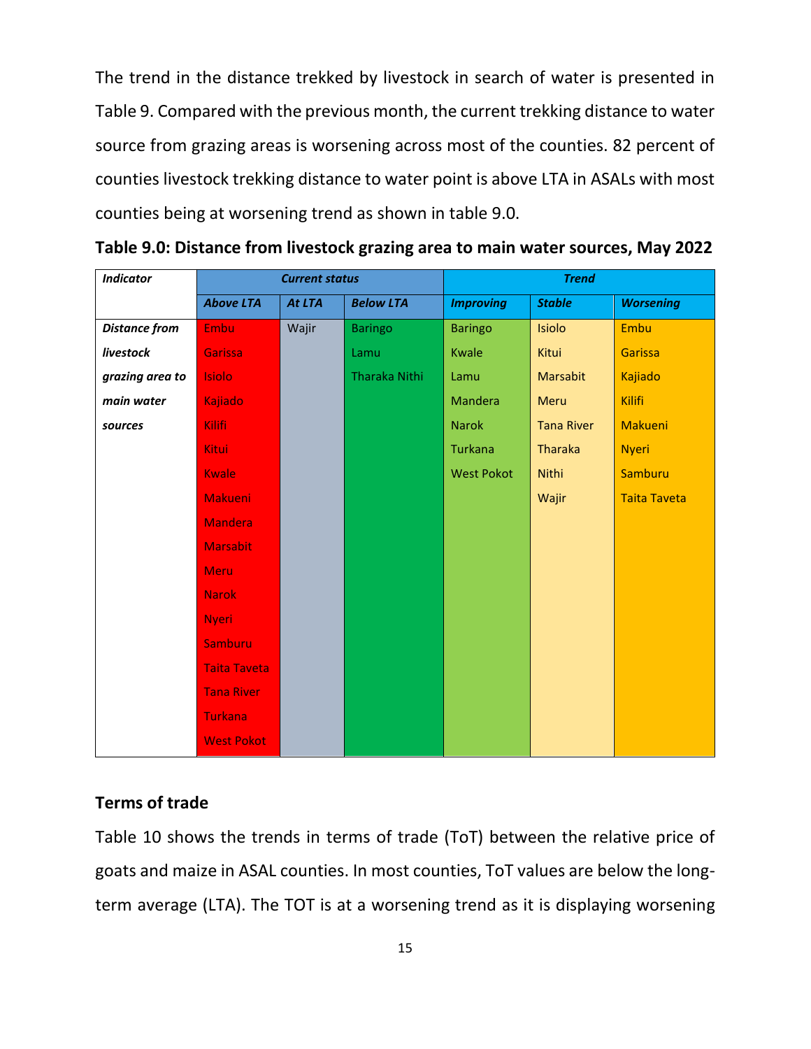The trend in the distance trekked by livestock in search of water is presented in Table 9. Compared with the previous month, the current trekking distance to water source from grazing areas is worsening across most of the counties. 82 percent of counties livestock trekking distance to water point is above LTA in ASALs with most counties being at worsening trend as shown in table 9.0.

**Table 9.0: Distance from livestock grazing area to main water sources, May 2022**

| *Indicator* | *Current status* | | | *Trend* | | |
|---|---|---|---|---|---|---|
| | *Above LTA* | *At LTA* | *Below LTA* | *Improving* | *Stable* | *Worsening* |
| ***Distance from livestock grazing area to main water sources*** | Embu<br>Garissa<br>Isiolo<br>Kajiado<br>Kilifi<br>Kitui<br>Kwale<br>Makueni<br>Mandera<br>Marsabit<br>Meru<br>Narok<br>Nyeri<br>Samburu<br>Taita Taveta<br>Tana River<br>Turkana<br>West Pokot | Wajir | Baringo<br>Lamu<br>Tharaka Nithi | Baringo<br>Kwale<br>Lamu<br>Mandera<br>Narok<br>Turkana<br>West Pokot | Isiolo<br>Kitui<br>Marsabit<br>Meru<br>Tana River<br>Tharaka Nithi<br>Wajir | Embu<br>Garissa<br>Kajiado<br>Kilifi<br>Makueni<br>Nyeri<br>Samburu<br>Taita Taveta |

## Terms of trade

Table 10 shows the trends in terms of trade (ToT) between the relative price of goats and maize in ASAL counties. In most counties, ToT values are below the long-term average (LTA). The TOT is at a worsening trend as it is displaying worsening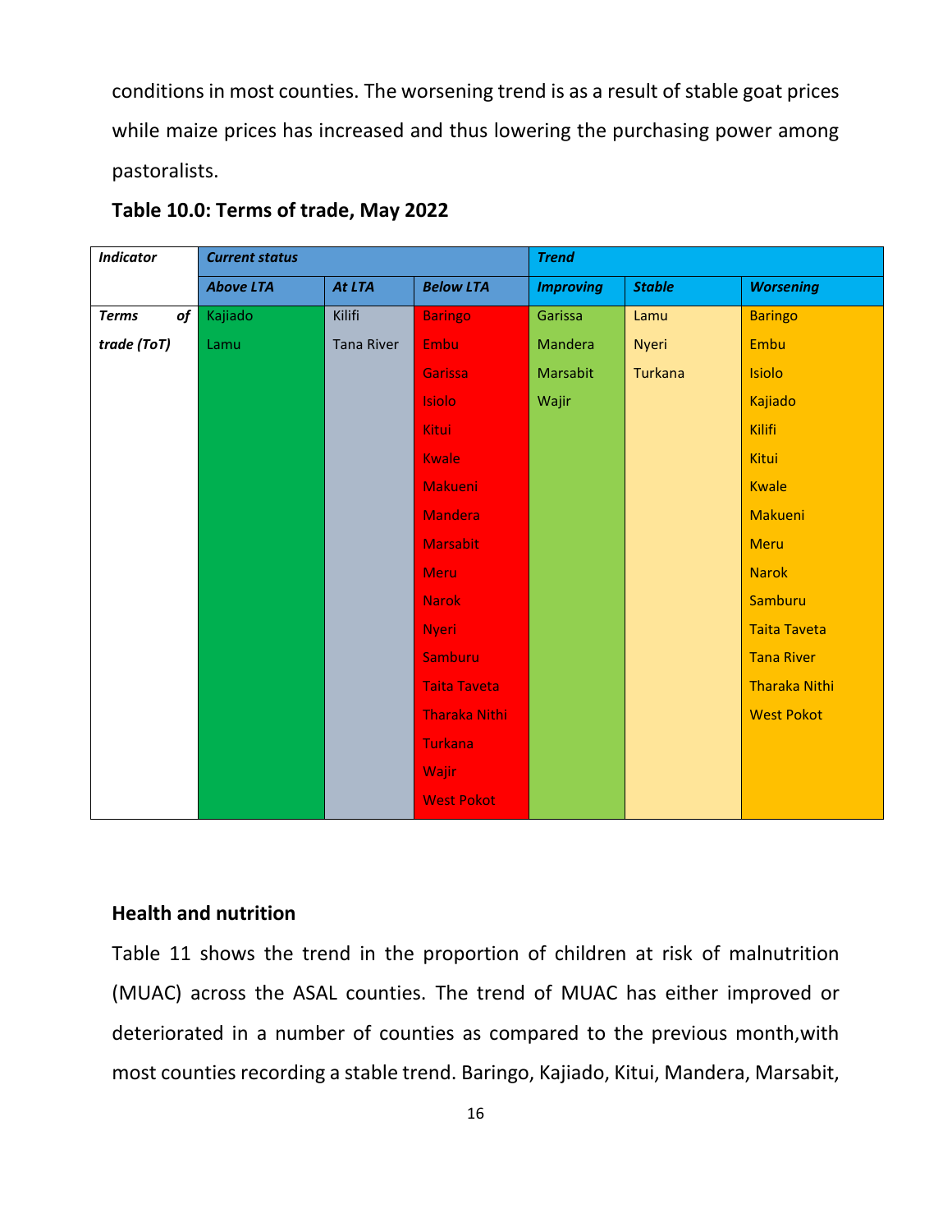conditions in most counties. The worsening trend is as a result of stable goat prices while maize prices has increased and thus lowering the purchasing power among pastoralists.

**Table 10.0: Terms of trade, May 2022**

| *Indicator* | *Current status* | | | *Trend* | | |
|---|---|---|---|---|---|---|
| | *Above LTA* | *At LTA* | *Below LTA* | *Improving* | *Stable* | *Worsening* |
| *Terms of trade (ToT)* | Kajiado<br>Lamu | Kilifi<br>Tana River | Baringo<br>Embu<br>Garissa<br>Isiolo<br>Kitui<br>Kwale<br>Makueni<br>Mandera<br>Marsabit<br>Meru<br>Narok<br>Nyeri<br>Samburu<br>Taita Taveta<br>Tharaka Nithi<br>Turkana<br>Wajir<br>West Pokot | Garissa<br>Mandera<br>Marsabit<br>Wajir | Lamu<br>Nyeri<br>Turkana | Baringo<br>Embu<br>Isiolo<br>Kajiado<br>Kilifi<br>Kitui<br>Kwale<br>Makueni<br>Meru<br>Narok<br>Samburu<br>Taita Taveta<br>Tana River<br>Tharaka Nithi<br>West Pokot |

## Health and nutrition

Table 11 shows the trend in the proportion of children at risk of malnutrition (MUAC) across the ASAL counties. The trend of MUAC has either improved or deteriorated in a number of counties as compared to the previous month,with most counties recording a stable trend. Baringo, Kajiado, Kitui, Mandera, Marsabit,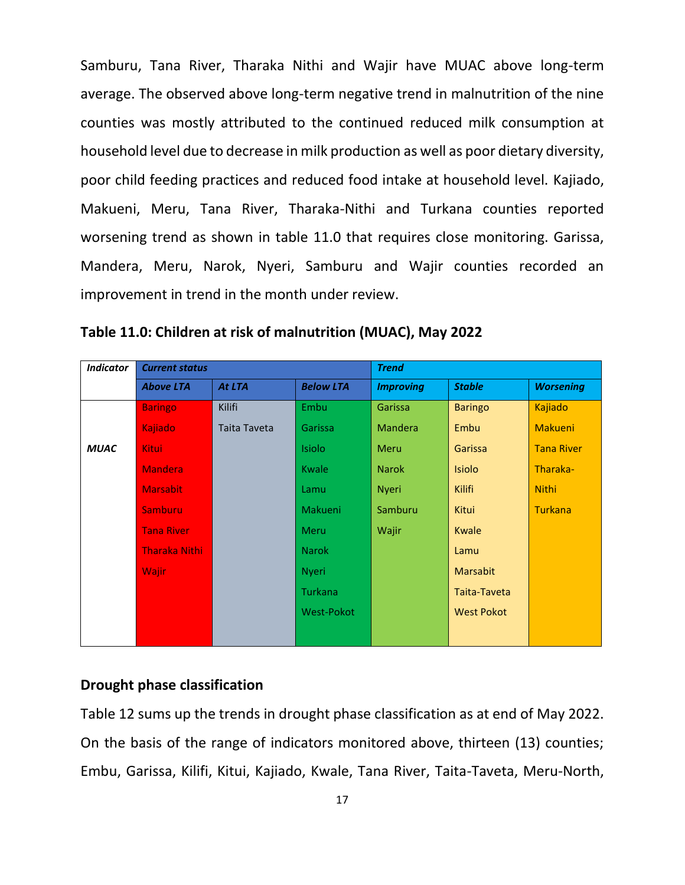Samburu, Tana River, Tharaka Nithi and Wajir have MUAC above long-term average. The observed above long-term negative trend in malnutrition of the nine counties was mostly attributed to the continued reduced milk consumption at household level due to decrease in milk production as well as poor dietary diversity, poor child feeding practices and reduced food intake at household level. Kajiado, Makueni, Meru, Tana River, Tharaka-Nithi and Turkana counties reported worsening trend as shown in table 11.0 that requires close monitoring. Garissa, Mandera, Meru, Narok, Nyeri, Samburu and Wajir counties recorded an improvement in trend in the month under review.

**Table 11.0: Children at risk of malnutrition (MUAC), May 2022**

| ***Indicator*** | ***Current status*** | | | ***Trend*** | | |
|---|---|---|---|---|---|---|
| | ***Above LTA*** | ***At LTA*** | ***Below LTA*** | ***Improving*** | ***Stable*** | ***Worsening*** |
| ***MUAC*** | Baringo | Kilifi | Embu | Garissa | Baringo | Kajiado |
| | Kajiado | Taita Taveta | Garissa | Mandera | Embu | Makueni |
| | Kitui | | Isiolo | Meru | Garissa | Tana River |
| | Mandera | | Kwale | Narok | Isiolo | Tharaka-Nithi |
| | Marsabit | | Lamu | Nyeri | Kilifi | Turkana |
| | Samburu | | Makueni | Samburu | Kitui | |
| | Tana River | | Meru | Wajir | Kwale | |
| | Tharaka Nithi | | Narok | | Lamu | |
| | Wajir | | Nyeri | | Marsabit | |
| | | | Turkana | | Taita-Taveta | |
| | | | West-Pokot | | West Pokot | |

## Drought phase classification

Table 12 sums up the trends in drought phase classification as at end of May 2022. On the basis of the range of indicators monitored above, thirteen (13) counties; Embu, Garissa, Kilifi, Kitui, Kajiado, Kwale, Tana River, Taita-Taveta, Meru-North,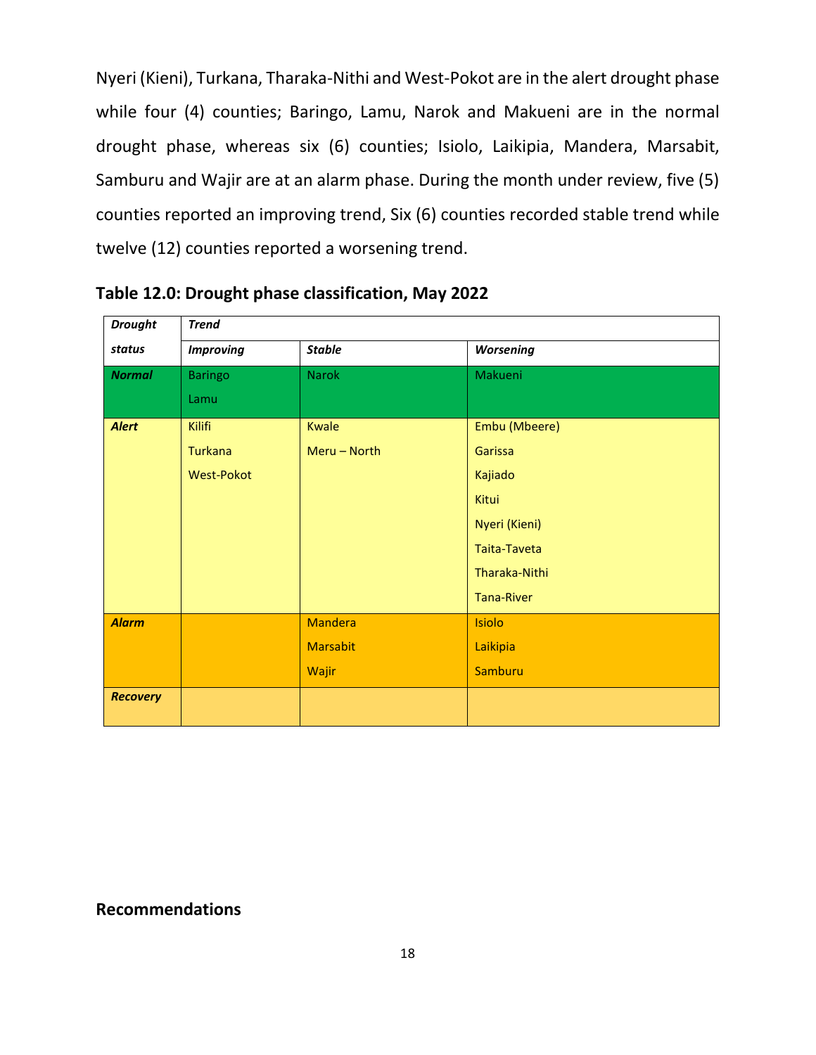Nyeri (Kieni), Turkana, Tharaka-Nithi and West-Pokot are in the alert drought phase while four (4) counties; Baringo, Lamu, Narok and Makueni are in the normal drought phase, whereas six (6) counties; Isiolo, Laikipia, Mandera, Marsabit, Samburu and Wajir are at an alarm phase. During the month under review, five (5) counties reported an improving trend, Six (6) counties recorded stable trend while twelve (12) counties reported a worsening trend.

**Table 12.0: Drought phase classification, May 2022**

| ***Drought status*** | ***Trend*** | | |
|---|---|---|---|
| | ***Improving*** | ***Stable*** | ***Worsening*** |
| ***Normal*** | Baringo<br>Lamu | Narok | Makueni |
| ***Alert*** | Kilifi<br>Turkana<br>West-Pokot | Kwale<br>Meru – North | Embu (Mbeere)<br>Garissa<br>Kajiado<br>Kitui<br>Nyeri (Kieni)<br>Taita-Taveta<br>Tharaka-Nithi<br>Tana-River |
| ***Alarm*** | | Mandera<br>Marsabit<br>Wajir | Isiolo<br>Laikipia<br>Samburu |
| ***Recovery*** | | | |

## Recommendations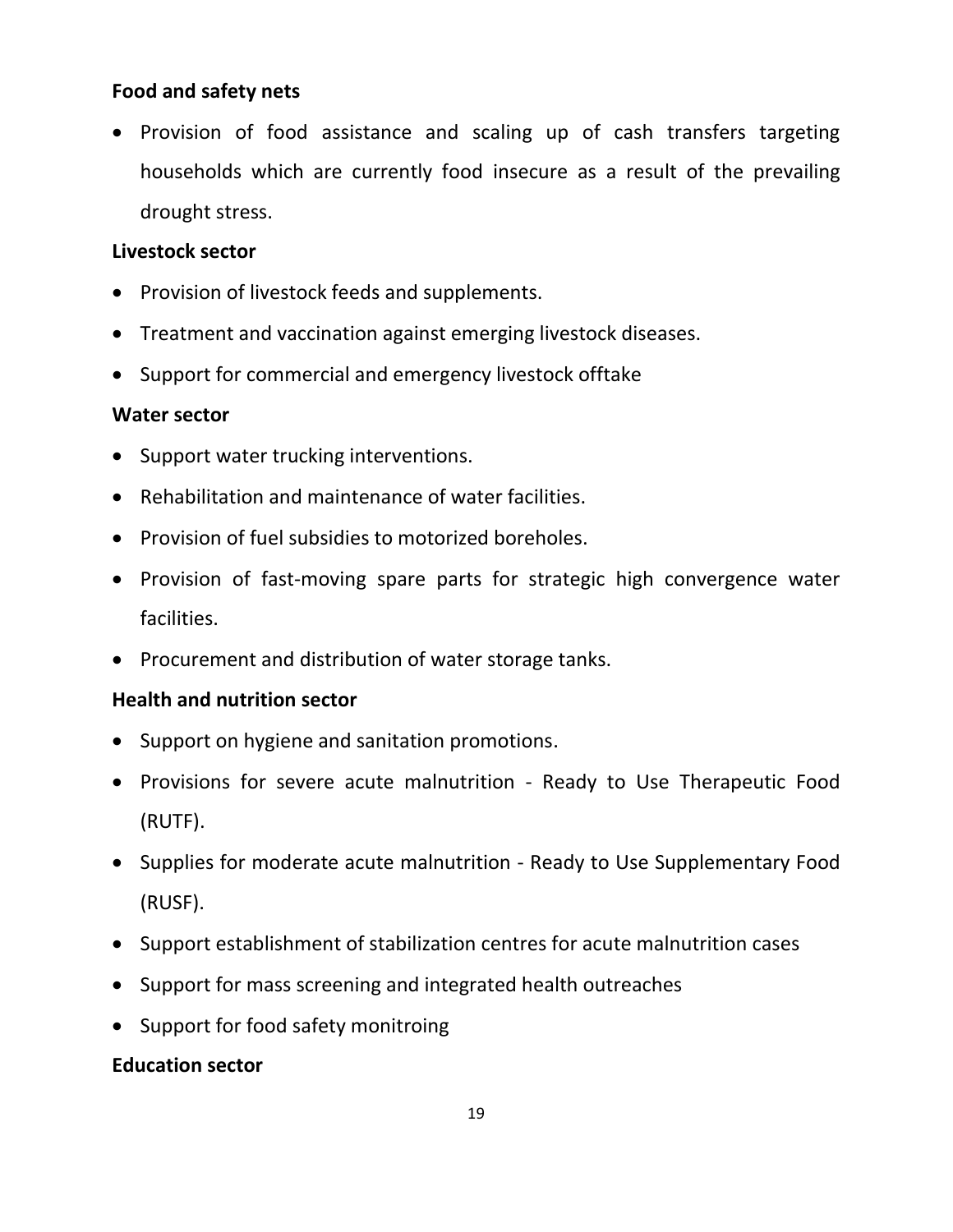**Food and safety nets**

- Provision of food assistance and scaling up of cash transfers targeting households which are currently food insecure as a result of the prevailing drought stress.

**Livestock sector**

- Provision of livestock feeds and supplements.
- Treatment and vaccination against emerging livestock diseases.
- Support for commercial and emergency livestock offtake

**Water sector**

- Support water trucking interventions.
- Rehabilitation and maintenance of water facilities.
- Provision of fuel subsidies to motorized boreholes.
- Provision of fast-moving spare parts for strategic high convergence water facilities.
- Procurement and distribution of water storage tanks.

**Health and nutrition sector**

- Support on hygiene and sanitation promotions.
- Provisions for severe acute malnutrition - Ready to Use Therapeutic Food (RUTF).
- Supplies for moderate acute malnutrition - Ready to Use Supplementary Food (RUSF).
- Support establishment of stabilization centres for acute malnutrition cases
- Support for mass screening and integrated health outreaches
- Support for food safety monitroing

**Education sector**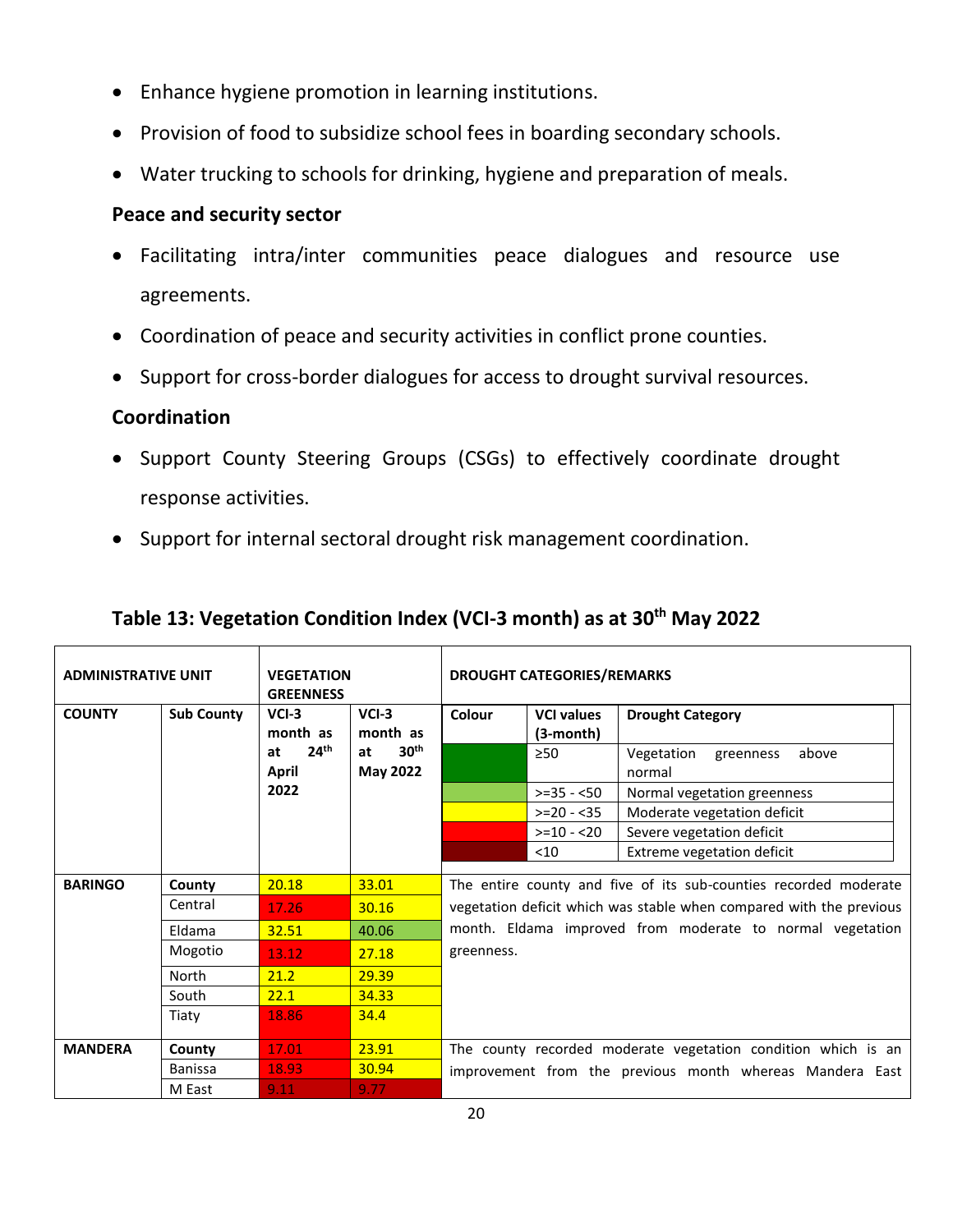- Enhance hygiene promotion in learning institutions.
- Provision of food to subsidize school fees in boarding secondary schools.
- Water trucking to schools for drinking, hygiene and preparation of meals.

**Peace and security sector**

- Facilitating intra/inter communities peace dialogues and resource use agreements.
- Coordination of peace and security activities in conflict prone counties.
- Support for cross-border dialogues for access to drought survival resources.

**Coordination**

- Support County Steering Groups (CSGs) to effectively coordinate drought response activities.
- Support for internal sectoral drought risk management coordination.

## Table 13: Vegetation Condition Index (VCI-3 month) as at 30th May 2022

| ADMINISTRATIVE UNIT | | VEGETATION GREENNESS | | DROUGHT CATEGORIES/REMARKS |
|---|---|---|---|---|
| COUNTY | Sub County | VCI-3 month as at 24th April 2022 | VCI-3 month as at 30th May 2022 | Colour / VCI values (3-month) / Drought Category: (dark green) ≥50 – Vegetation greenness above normal; (light green) >=35 - <50 – Normal vegetation greenness; (yellow) >=20 - <35 – Moderate vegetation deficit; (red) >=10 - <20 – Severe vegetation deficit; (dark red) <10 – Extreme vegetation deficit |
| BARINGO | County | 20.18 | 33.01 | The entire county and five of its sub-counties recorded moderate vegetation deficit which was stable when compared with the previous month. Eldama improved from moderate to normal vegetation greenness. |
| | Central | 17.26 | 30.16 | |
| | Eldama | 32.51 | 40.06 | |
| | Mogotio | 13.12 | 27.18 | |
| | North | 21.2 | 29.39 | |
| | South | 22.1 | 34.33 | |
| | Tiaty | 18.86 | 34.4 | |
| MANDERA | County | 17.01 | 23.91 | The county recorded moderate vegetation condition which is an improvement from the previous month whereas Mandera East |
| | Banissa | 18.93 | 30.94 | |
| | M East | 9.11 | 9.77 | |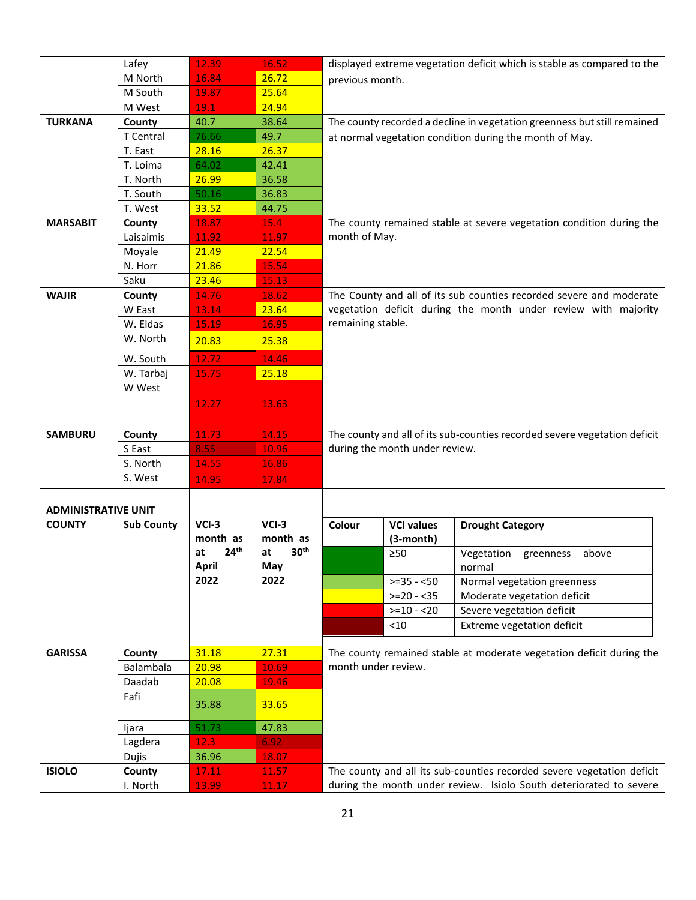| | | | | |
|---|---|---|---|---|
| | Lafey | 12.39 | 16.52 | displayed extreme vegetation deficit which is stable as compared to the previous month. |
| | M North | 16.84 | 26.72 | |
| | M South | 19.87 | 25.64 | |
| | M West | 19.1 | 24.94 | |
| **TURKANA** | **County** | 40.7 | 38.64 | The county recorded a decline in vegetation greenness but still remained at normal vegetation condition during the month of May. |
| | T Central | 76.66 | 49.7 | |
| | T. East | 28.16 | 26.37 | |
| | T. Loima | 64.02 | 42.41 | |
| | T. North | 26.99 | 36.58 | |
| | T. South | 50.16 | 36.83 | |
| | T. West | 33.52 | 44.75 | |
| **MARSABIT** | **County** | 18.87 | 15.4 | The county remained stable at severe vegetation condition during the month of May. |
| | Laisaimis | 11.92 | 11.97 | |
| | Moyale | 21.49 | 22.54 | |
| | N. Horr | 21.86 | 15.54 | |
| | Saku | 23.46 | 15.13 | |
| **WAJIR** | **County** | 14.76 | 18.62 | The County and all of its sub counties recorded severe and moderate vegetation deficit during the month under review with majority remaining stable. |
| | W East | 13.14 | 23.64 | |
| | W. Eldas | 15.19 | 16.95 | |
| | W. North | 20.83 | 25.38 | |
| | W. South | 12.72 | 14.46 | |
| | W. Tarbaj | 15.75 | 25.18 | |
| | W West | 12.27 | 13.63 | |
| **SAMBURU** | **County** | 11.73 | 14.15 | The county and all of its sub-counties recorded severe vegetation deficit during the month under review. |
| | S East | 8.55 | 10.96 | |
| | S. North | 14.55 | 16.86 | |
| | S. West | 14.95 | 17.84 | |

| **ADMINISTRATIVE UNIT** | | | | |
|---|---|---|---|---|
| **COUNTY** | **Sub County** | **VCI-3 month as at 24th April 2022** | **VCI-3 month as at 30th May 2022** | |
| **GARISSA** | **County** | 31.18 | 27.31 | The county remained stable at moderate vegetation deficit during the month under review. |
| | Balambala | 20.98 | 10.69 | |
| | Daadab | 20.08 | 19.46 | |
| | Fafi | 35.88 | 33.65 | |
| | Ijara | 51.73 | 47.83 | |
| | Lagdera | 12.3 | 6.92 | |
| | Dujis | 36.96 | 18.07 | |
| **ISIOLO** | **County** | 17.11 | 11.57 | The county and all its sub-counties recorded severe vegetation deficit during the month under review. Isiolo South deteriorated to severe |
| | I. North | 13.99 | 11.17 | |

| Colour | VCI values (3-month) | Drought Category |
|---|---|---|
| Dark green | ≥50 | Vegetation greenness above normal |
| Light green | >=35 - <50 | Normal vegetation greenness |
| Yellow | >=20 - <35 | Moderate vegetation deficit |
| Red | >=10 - <20 | Severe vegetation deficit |
| Dark red | <10 | Extreme vegetation deficit |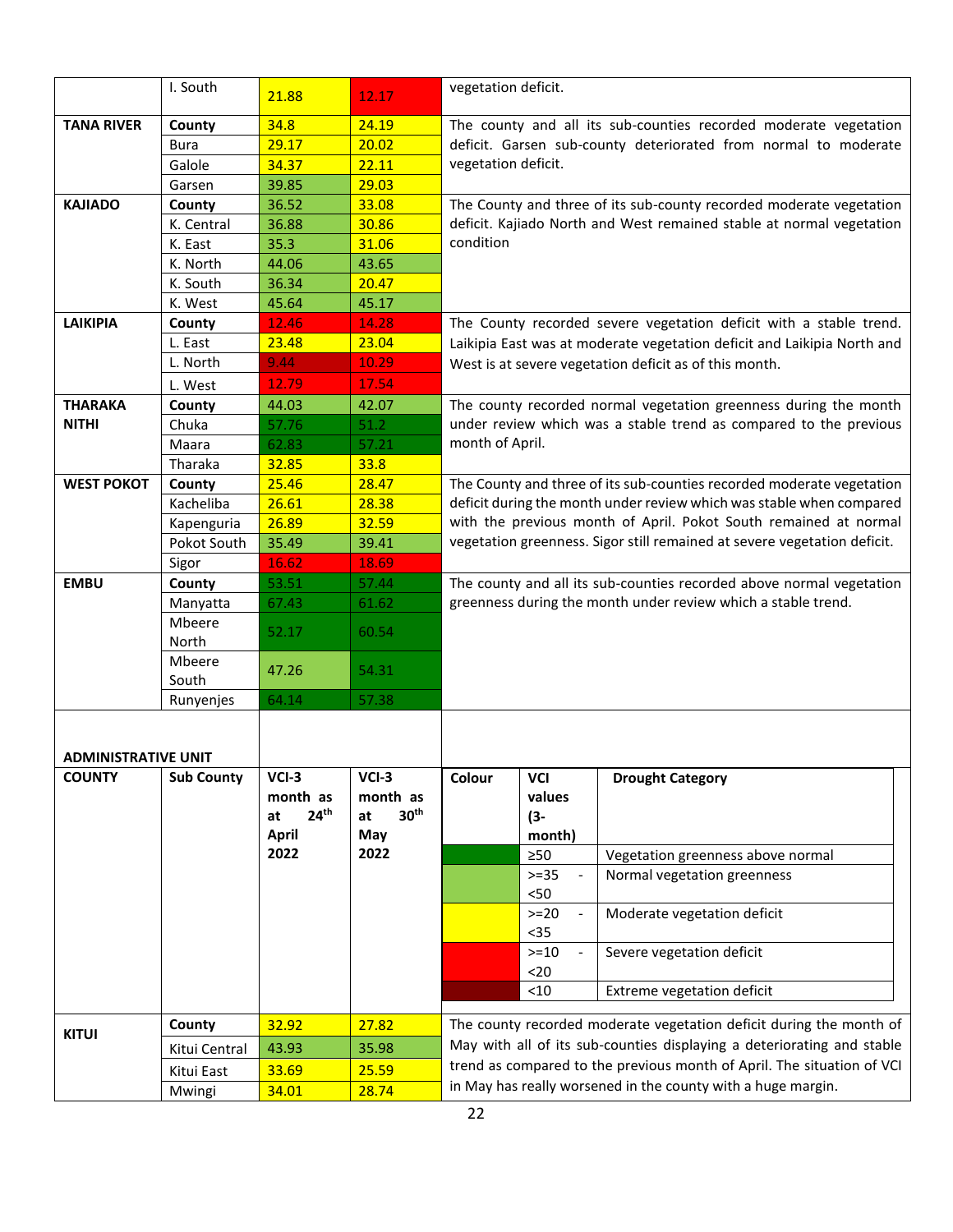| | | | | |
|---|---|---|---|---|
| | I. South | 21.88 | 12.17 | vegetation deficit. |
| **TANA RIVER** | **County** | 34.8 | 24.19 | The county and all its sub-counties recorded moderate vegetation deficit. Garsen sub-county deteriorated from normal to moderate vegetation deficit. |
| | Bura | 29.17 | 20.02 | |
| | Galole | 34.37 | 22.11 | |
| | Garsen | 39.85 | 29.03 | |
| **KAJIADO** | **County** | 36.52 | 33.08 | The County and three of its sub-county recorded moderate vegetation deficit. Kajiado North and West remained stable at normal vegetation condition |
| | K. Central | 36.88 | 30.86 | |
| | K. East | 35.3 | 31.06 | |
| | K. North | 44.06 | 43.65 | |
| | K. South | 36.34 | 20.47 | |
| | K. West | 45.64 | 45.17 | |
| **LAIKIPIA** | **County** | 12.46 | 14.28 | The County recorded severe vegetation deficit with a stable trend. Laikipia East was at moderate vegetation deficit and Laikipia North and West is at severe vegetation deficit as of this month. |
| | L. East | 23.48 | 23.04 | |
| | L. North | 9.44 | 10.29 | |
| | L. West | 12.79 | 17.54 | |
| **THARAKA NITHI** | **County** | 44.03 | 42.07 | The county recorded normal vegetation greenness during the month under review which was a stable trend as compared to the previous month of April. |
| | Chuka | 57.76 | 51.2 | |
| | Maara | 62.83 | 57.21 | |
| | Tharaka | 32.85 | 33.8 | |
| **WEST POKOT** | **County** | 25.46 | 28.47 | The County and three of its sub-counties recorded moderate vegetation deficit during the month under review which was stable when compared with the previous month of April. Pokot South remained at normal vegetation greenness. Sigor still remained at severe vegetation deficit. |
| | Kacheliba | 26.61 | 28.38 | |
| | Kapenguria | 26.89 | 32.59 | |
| | Pokot South | 35.49 | 39.41 | |
| | Sigor | 16.62 | 18.69 | |
| **EMBU** | **County** | 53.51 | 57.44 | The county and all its sub-counties recorded above normal vegetation greenness during the month under review which a stable trend. |
| | Manyatta | 67.43 | 61.62 | |
| | Mbeere North | 52.17 | 60.54 | |
| | Mbeere South | 47.26 | 54.31 | |
| | Runyenjes | 64.14 | 57.38 | |

**ADMINISTRATIVE UNIT**

| COUNTY | Sub County | VCI-3 month as at 24th April 2022 | VCI-3 month as at 30th May 2022 | |
|---|---|---|---|---|
| **KITUI** | **County** | 32.92 | 27.82 | The county recorded moderate vegetation deficit during the month of May with all of its sub-counties displaying a deteriorating and stable trend as compared to the previous month of April. The situation of VCI in May has really worsened in the county with a huge margin. |
| | Kitui Central | 43.93 | 35.98 | |
| | Kitui East | 33.69 | 25.59 | |
| | Mwingi | 34.01 | 28.74 | |

| Colour | VCI values (3-month) | Drought Category |
|---|---|---|
| Dark green | ≥50 | Vegetation greenness above normal |
| Light green | >=35 - <50 | Normal vegetation greenness |
| Yellow | >=20 - <35 | Moderate vegetation deficit |
| Red | >=10 - <20 | Severe vegetation deficit |
| Dark red | <10 | Extreme vegetation deficit |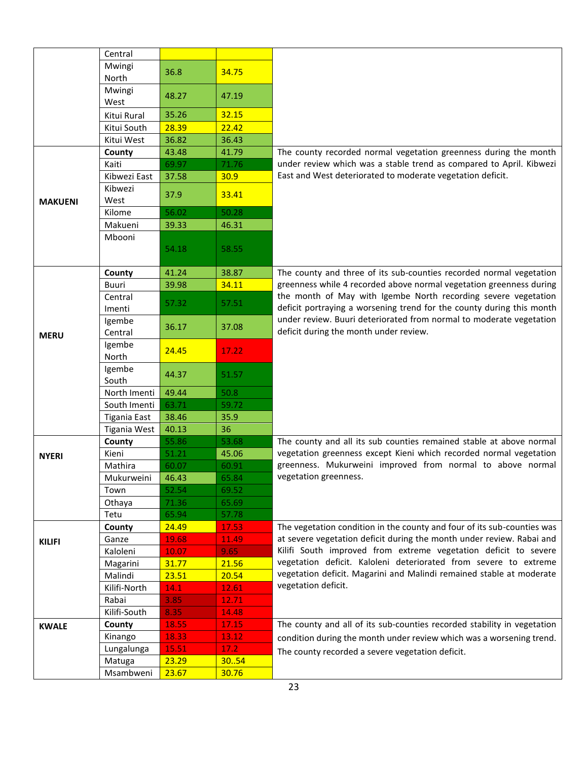| | | | | |
|---|---|---|---|---|
| | Central | | | |
| | Mwingi North | 36.8 | 34.75 | |
| | Mwingi West | 48.27 | 47.19 | |
| | Kitui Rural | 35.26 | 32.15 | |
| | Kitui South | 28.39 | 22.42 | |
| | Kitui West | 36.82 | 36.43 | |
| **MAKUENI** | **County** | 43.48 | 41.79 | The county recorded normal vegetation greenness during the month under review which was a stable trend as compared to April. Kibwezi East and West deteriorated to moderate vegetation deficit. |
| | Kaiti | 69.97 | 71.76 | |
| | Kibwezi East | 37.58 | 30.9 | |
| | Kibwezi West | 37.9 | 33.41 | |
| | Kilome | 56.02 | 50.28 | |
| | Makueni | 39.33 | 46.31 | |
| | Mbooni | 54.18 | 58.55 | |
| **MERU** | **County** | 41.24 | 38.87 | The county and three of its sub-counties recorded normal vegetation greenness while 4 recorded above normal vegetation greenness during the month of May with Igembe North recording severe vegetation deficit portraying a worsening trend for the county during this month under review. Buuri deteriorated from normal to moderate vegetation deficit during the month under review. |
| | Buuri | 39.98 | 34.11 | |
| | Central Imenti | 57.32 | 57.51 | |
| | Igembe Central | 36.17 | 37.08 | |
| | Igembe North | 24.45 | 17.22 | |
| | Igembe South | 44.37 | 51.57 | |
| | North Imenti | 49.44 | 50.8 | |
| | South Imenti | 63.71 | 59.72 | |
| | Tigania East | 38.46 | 35.9 | |
| | Tigania West | 40.13 | 36 | |
| **NYERI** | **County** | 55.86 | 53.68 | The county and all its sub counties remained stable at above normal vegetation greenness except Kieni which recorded normal vegetation greenness. Mukurweini improved from normal to above normal vegetation greenness. |
| | Kieni | 51.21 | 45.06 | |
| | Mathira | 60.07 | 60.91 | |
| | Mukurweini | 46.43 | 65.84 | |
| | Town | 52.54 | 69.52 | |
| | Othaya | 71.36 | 65.69 | |
| | Tetu | 65.94 | 57.78 | |
| **KILIFI** | **County** | 24.49 | 17.53 | The vegetation condition in the county and four of its sub-counties was at severe vegetation deficit during the month under review. Rabai and Kilifi South improved from extreme vegetation deficit to severe vegetation deficit. Kaloleni deteriorated from severe to extreme vegetation deficit. Magarini and Malindi remained stable at moderate vegetation deficit. |
| | Ganze | 19.68 | 11.49 | |
| | Kaloleni | 10.07 | 9.65 | |
| | Magarini | 31.77 | 21.56 | |
| | Malindi | 23.51 | 20.54 | |
| | Kilifi-North | 14.1 | 12.61 | |
| | Rabai | 3.85 | 12.71 | |
| | Kilifi-South | 8.35 | 14.48 | |
| **KWALE** | **County** | 18.55 | 17.15 | The county and all of its sub-counties recorded stability in vegetation condition during the month under review which was a worsening trend. The county recorded a severe vegetation deficit. |
| | Kinango | 18.33 | 13.12 | |
| | Lungalunga | 15.51 | 17.2 | |
| | Matuga | 23.29 | 30..54 | |
| | Msambweni | 23.67 | 30.76 | |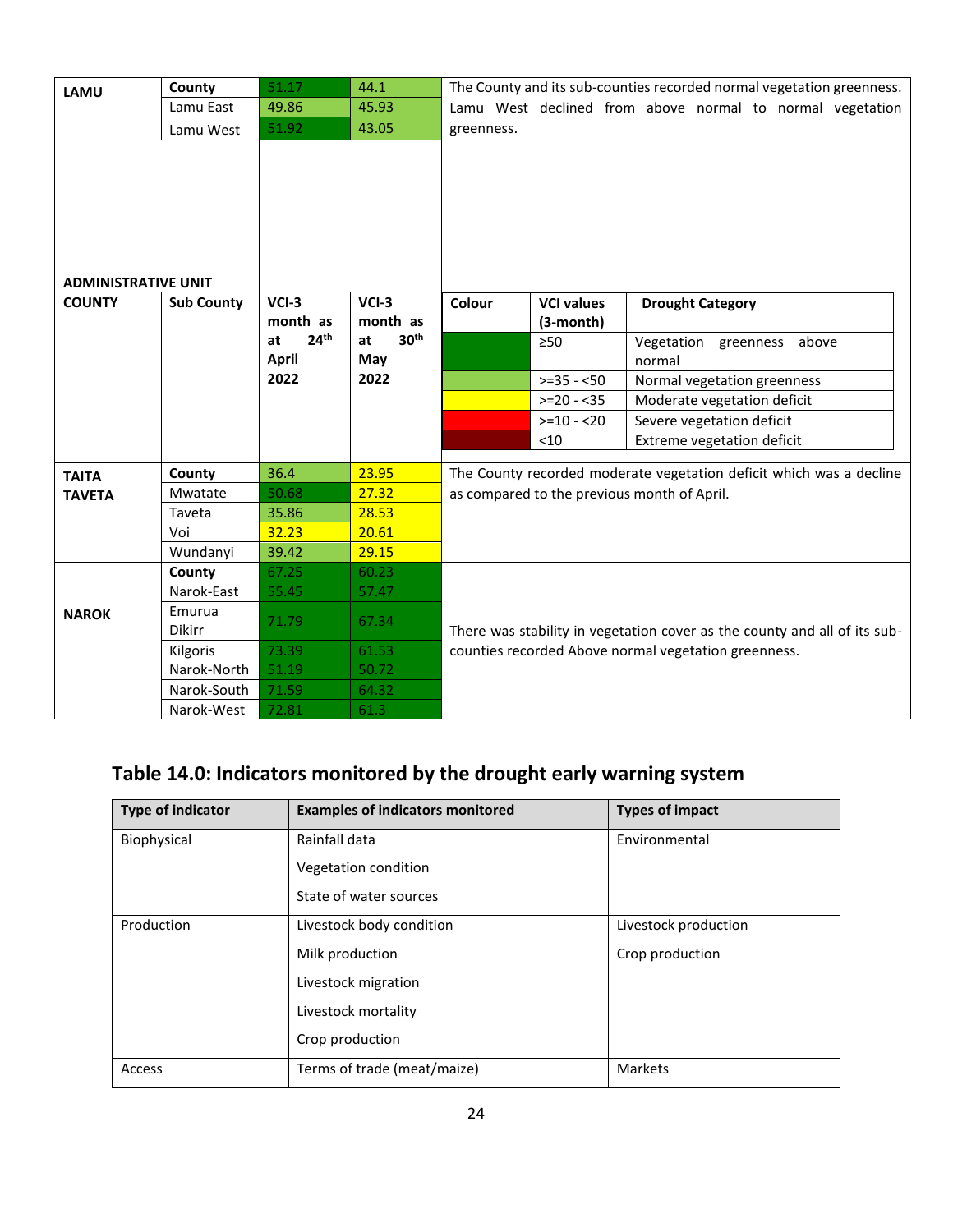| | | | | |
|---|---|---|---|---|
| LAMU | County | 51.17 | 44.1 | The County and its sub-counties recorded normal vegetation greenness. Lamu West declined from above normal to normal vegetation greenness. |
| | Lamu East | 49.86 | 45.93 | |
| | Lamu West | 51.92 | 43.05 | |

| ADMINISTRATIVE UNIT | | | | | | |
|---|---|---|---|---|---|---|
| **COUNTY** | **Sub County** | **VCI-3 month as at 24th April 2022** | **VCI-3 month as at 30th May 2022** | **Colour** | **VCI values (3-month)** | **Drought Category** |
| | | | | | ≥50 | Vegetation greenness above normal |
| | | | | | >=35 - <50 | Normal vegetation greenness |
| | | | | | >=20 - <35 | Moderate vegetation deficit |
| | | | | | >=10 - <20 | Severe vegetation deficit |
| | | | | | <10 | Extreme vegetation deficit |

| | | | | |
|---|---|---|---|---|
| TAITA TAVETA | County | 36.4 | 23.95 | The County recorded moderate vegetation deficit which was a decline as compared to the previous month of April. |
| | Mwatate | 50.68 | 27.32 | |
| | Taveta | 35.86 | 28.53 | |
| | Voi | 32.23 | 20.61 | |
| | Wundanyi | 39.42 | 29.15 | |
| NAROK | County | 67.25 | 60.23 | There was stability in vegetation cover as the county and all of its sub-counties recorded Above normal vegetation greenness. |
| | Narok-East | 55.45 | 57.47 | |
| | Emurua Dikirr | 71.79 | 67.34 | |
| | Kilgoris | 73.39 | 61.53 | |
| | Narok-North | 51.19 | 50.72 | |
| | Narok-South | 71.59 | 64.32 | |
| | Narok-West | 72.81 | 61.3 | |

## Table 14.0: Indicators monitored by the drought early warning system

| Type of indicator | Examples of indicators monitored | Types of impact |
|---|---|---|
| Biophysical | Rainfall data<br>Vegetation condition<br>State of water sources | Environmental |
| Production | Livestock body condition<br>Milk production<br>Livestock migration<br>Livestock mortality<br>Crop production | Livestock production<br>Crop production |
| Access | Terms of trade (meat/maize) | Markets |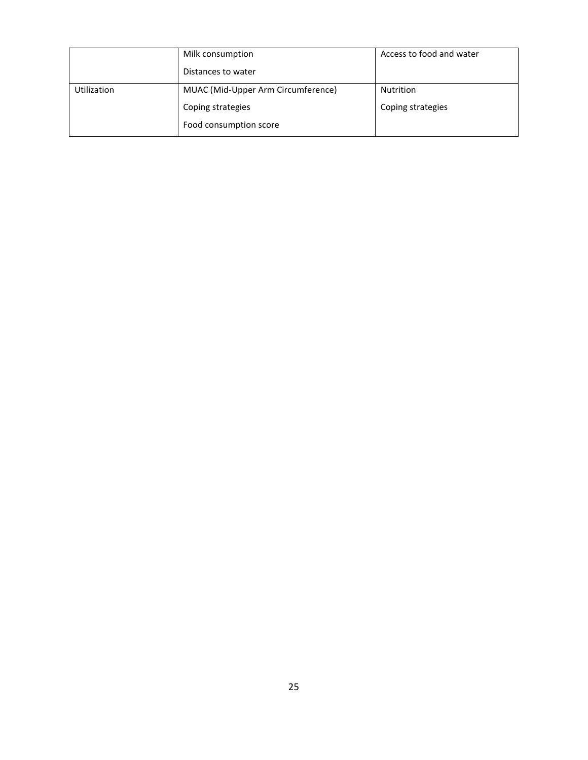| | | |
|---|---|---|
| | Milk consumption<br>Distances to water | Access to food and water |
| Utilization | MUAC (Mid-Upper Arm Circumference)<br>Coping strategies<br>Food consumption score | Nutrition<br>Coping strategies |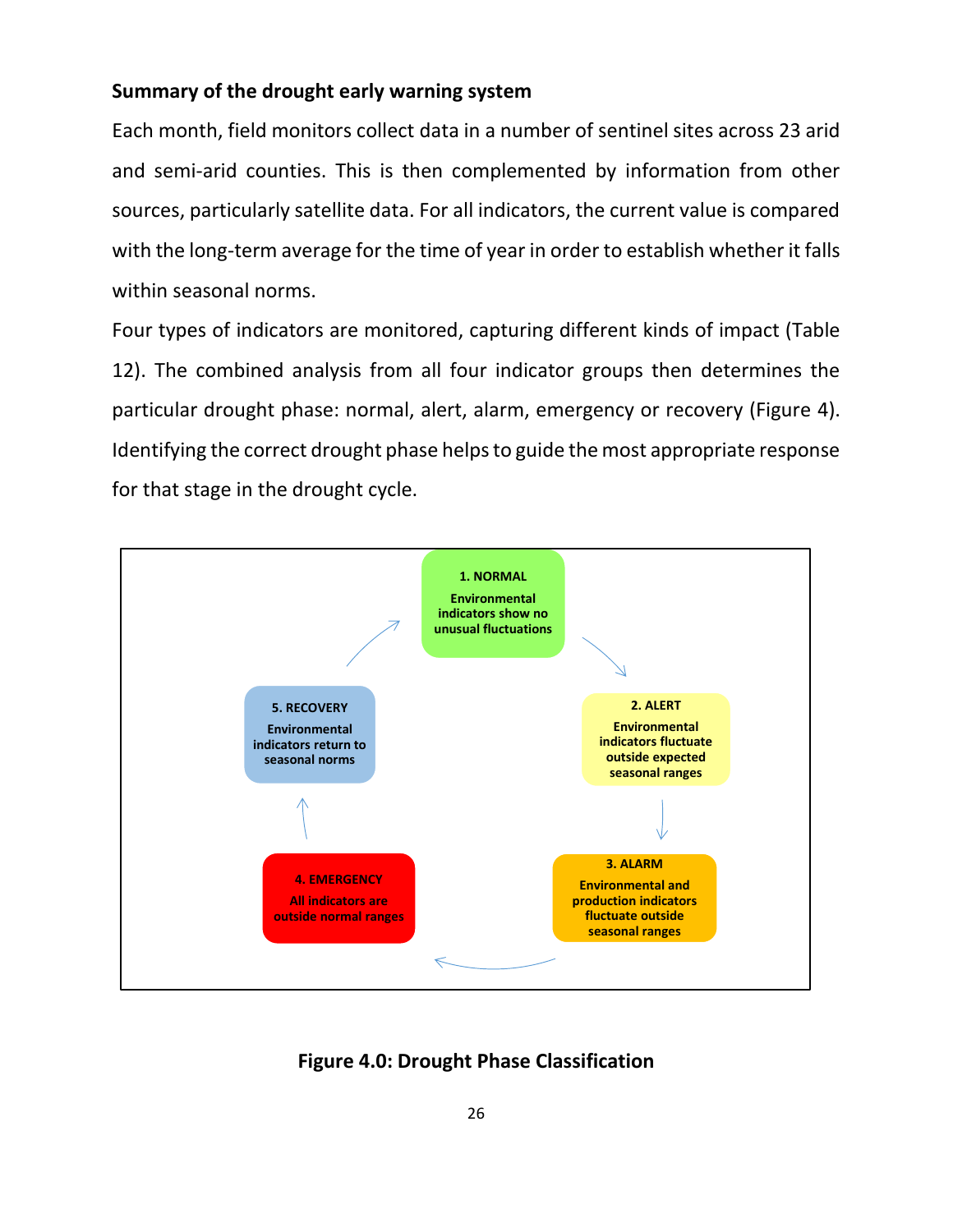### Summary of the drought early warning system

Each month, field monitors collect data in a number of sentinel sites across 23 arid and semi-arid counties. This is then complemented by information from other sources, particularly satellite data. For all indicators, the current value is compared with the long-term average for the time of year in order to establish whether it falls within seasonal norms.

Four types of indicators are monitored, capturing different kinds of impact (Table 12). The combined analysis from all four indicator groups then determines the particular drought phase: normal, alert, alarm, emergency or recovery (Figure 4). Identifying the correct drought phase helps to guide the most appropriate response for that stage in the drought cycle.

1. NORMAL
Environmental indicators show no unusual fluctuations

2. ALERT
Environmental indicators fluctuate outside expected seasonal ranges

3. ALARM
Environmental and production indicators fluctuate outside seasonal ranges

4. EMERGENCY
All indicators are outside normal ranges

5. RECOVERY
Environmental indicators return to seasonal norms

**Figure 4.0: Drought Phase Classification**